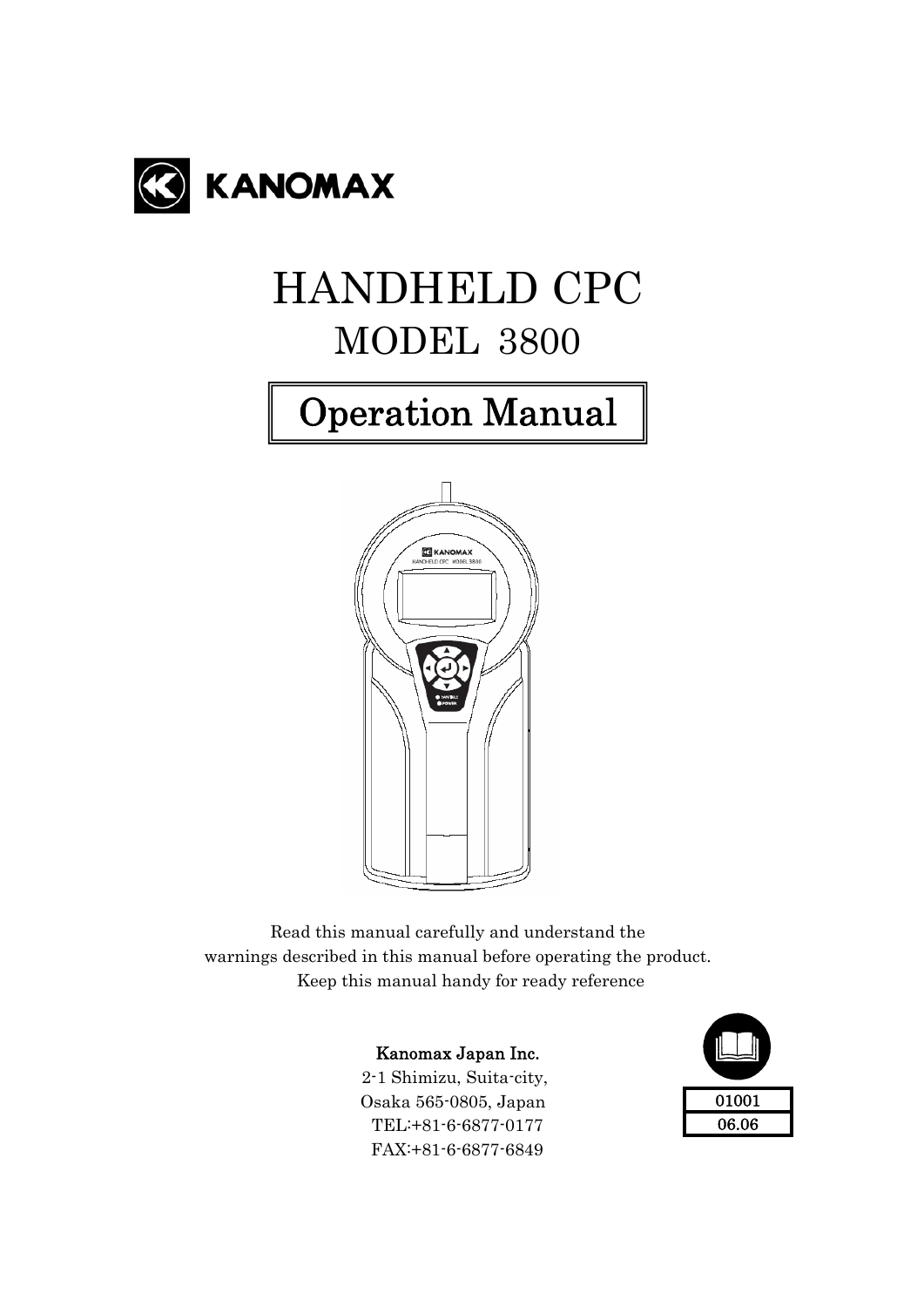KANOMAX

# HANDHELD CPC

## MODEL 3800

## Operation Manual

Read this manual carefully and understand the warnings described in this manual before operating the product. Keep this manual handy for ready reference

**Kanomax Japan Inc.**
2-1 Shimizu, Suita-city,
Osaka 565-0805, Japan
TEL:+81-6-6877-0177
FAX:+81-6-6877-6849

| 01001 |
| --- |
| 06.06 |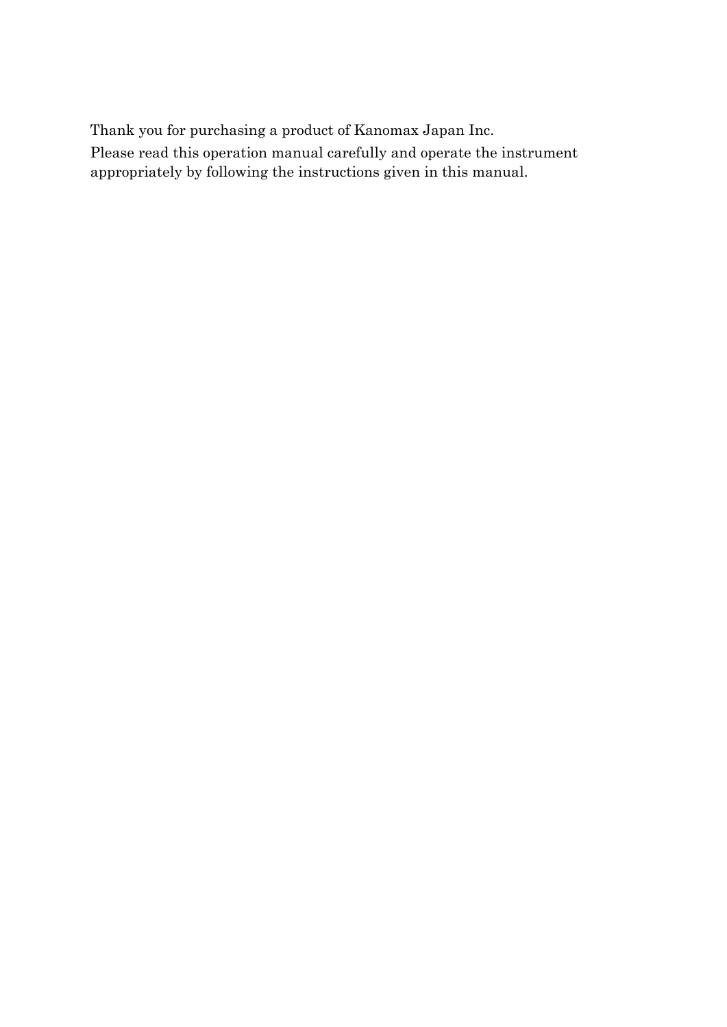Thank you for purchasing a product of Kanomax Japan Inc.

Please read this operation manual carefully and operate the instrument appropriately by following the instructions given in this manual.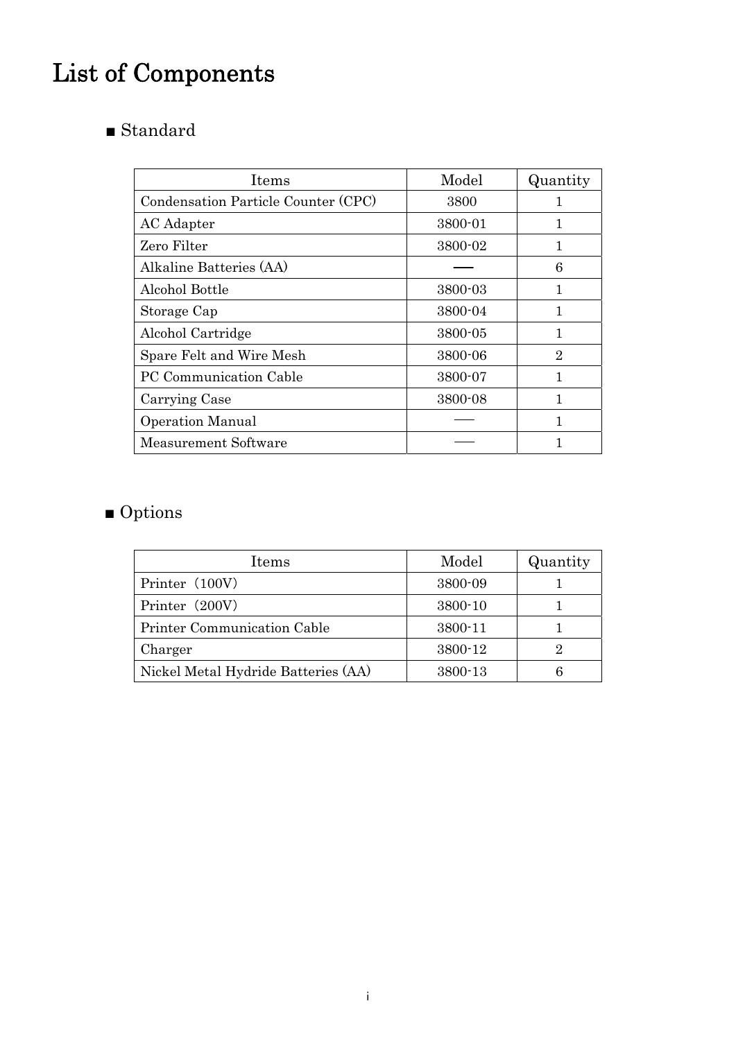# List of Components

## ■ Standard

| Items | Model | Quantity |
|---|---|---|
| Condensation Particle Counter (CPC) | 3800 | 1 |
| AC Adapter | 3800-01 | 1 |
| Zero Filter | 3800-02 | 1 |
| Alkaline Batteries (AA) | — | 6 |
| Alcohol Bottle | 3800-03 | 1 |
| Storage Cap | 3800-04 | 1 |
| Alcohol Cartridge | 3800-05 | 1 |
| Spare Felt and Wire Mesh | 3800-06 | 2 |
| PC Communication Cable | 3800-07 | 1 |
| Carrying Case | 3800-08 | 1 |
| Operation Manual | — | 1 |
| Measurement Software | — | 1 |

## ■ Options

| Items | Model | Quantity |
|---|---|---|
| Printer（100V） | 3800-09 | 1 |
| Printer（200V） | 3800-10 | 1 |
| Printer Communication Cable | 3800-11 | 1 |
| Charger | 3800-12 | 2 |
| Nickel Metal Hydride Batteries (AA) | 3800-13 | 6 |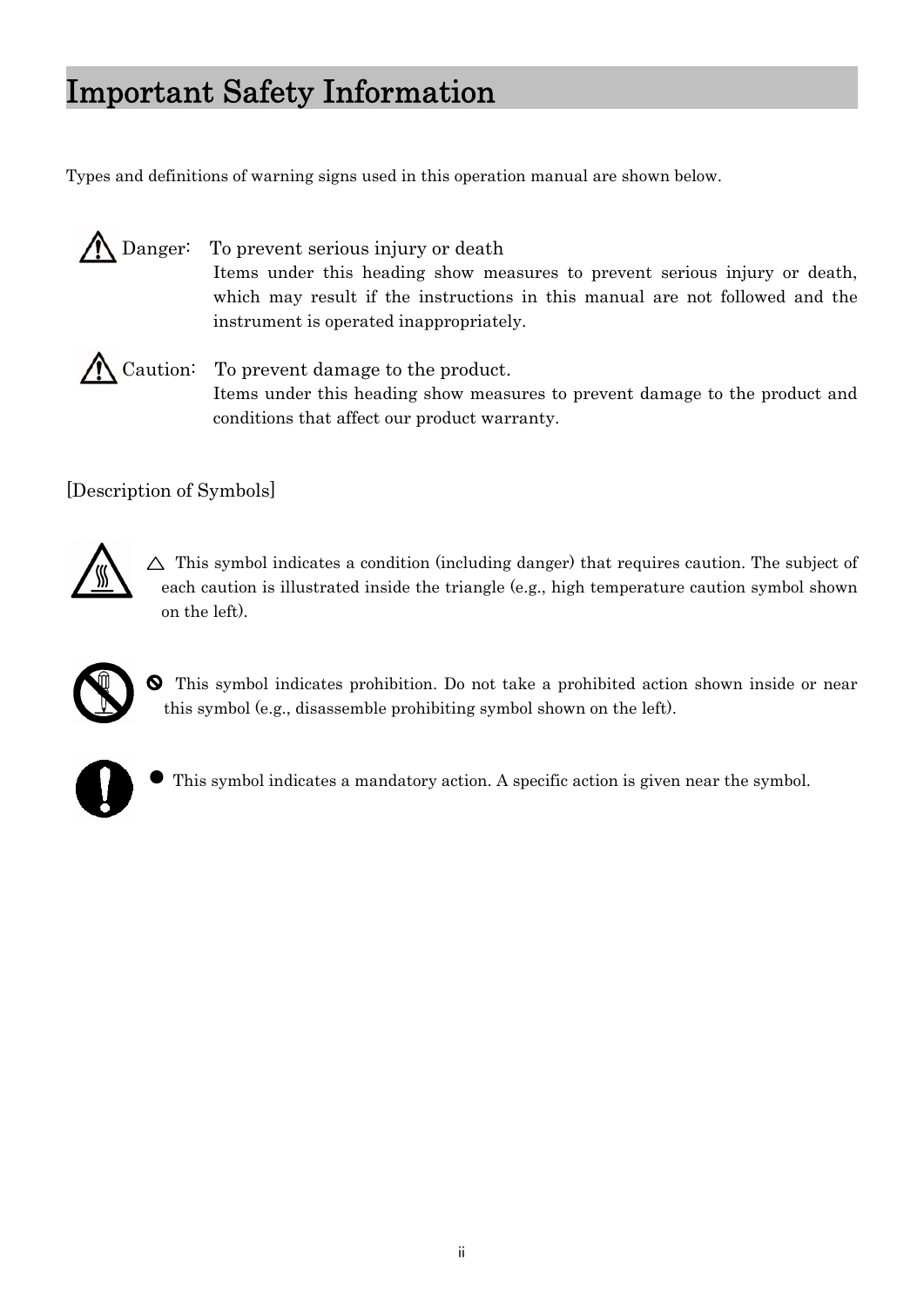# Important Safety Information

Types and definitions of warning signs used in this operation manual are shown below.

⚠ Danger: To prevent serious injury or death

Items under this heading show measures to prevent serious injury or death, which may result if the instructions in this manual are not followed and the instrument is operated inappropriately.

⚠ Caution: To prevent damage to the product.

Items under this heading show measures to prevent damage to the product and conditions that affect our product warranty.

[Description of Symbols]

△ This symbol indicates a condition (including danger) that requires caution. The subject of each caution is illustrated inside the triangle (e.g., high temperature caution symbol shown on the left).

🛇 This symbol indicates prohibition. Do not take a prohibited action shown inside or near this symbol (e.g., disassemble prohibiting symbol shown on the left).

● This symbol indicates a mandatory action. A specific action is given near the symbol.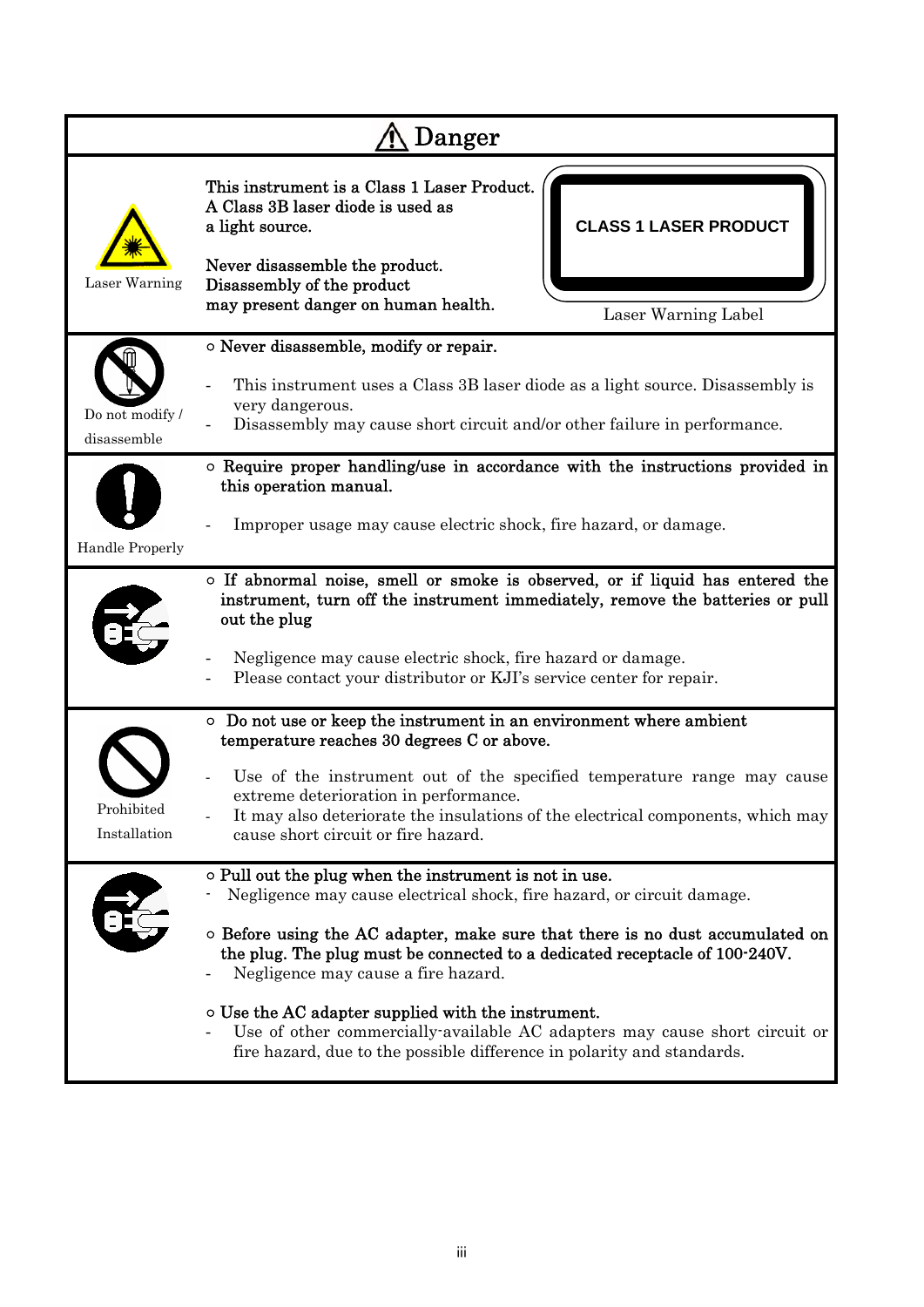# ⚠ Danger

| | |
|---|---|
| Laser Warning | This instrument is a Class 1 Laser Product. A Class 3B laser diode is used as a light source.<br><br>Never disassemble the product. Disassembly of the product may present danger on human health.<br><br>**CLASS 1 LASER PRODUCT**<br>Laser Warning Label |
| Do not modify / disassemble | ○ **Never disassemble, modify or repair.**<br><br>- This instrument uses a Class 3B laser diode as a light source. Disassembly is very dangerous.<br>- Disassembly may cause short circuit and/or other failure in performance. |
| Handle Properly | ○ **Require proper handling/use in accordance with the instructions provided in this operation manual.**<br><br>- Improper usage may cause electric shock, fire hazard, or damage. |
| | ○ **If abnormal noise, smell or smoke is observed, or if liquid has entered the instrument, turn off the instrument immediately, remove the batteries or pull out the plug**<br><br>- Negligence may cause electric shock, fire hazard or damage.<br>- Please contact your distributor or KJI's service center for repair. |
| Prohibited Installation | ○ **Do not use or keep the instrument in an environment where ambient temperature reaches 30 degrees C or above.**<br><br>- Use of the instrument out of the specified temperature range may cause extreme deterioration in performance.<br>- It may also deteriorate the insulations of the electrical components, which may cause short circuit or fire hazard. |
| | ○ **Pull out the plug when the instrument is not in use.**<br>- Negligence may cause electrical shock, fire hazard, or circuit damage.<br><br>○ **Before using the AC adapter, make sure that there is no dust accumulated on the plug. The plug must be connected to a dedicated receptacle of 100-240V.**<br>- Negligence may cause a fire hazard.<br><br>○ **Use the AC adapter supplied with the instrument.**<br>- Use of other commercially-available AC adapters may cause short circuit or fire hazard, due to the possible difference in polarity and standards. |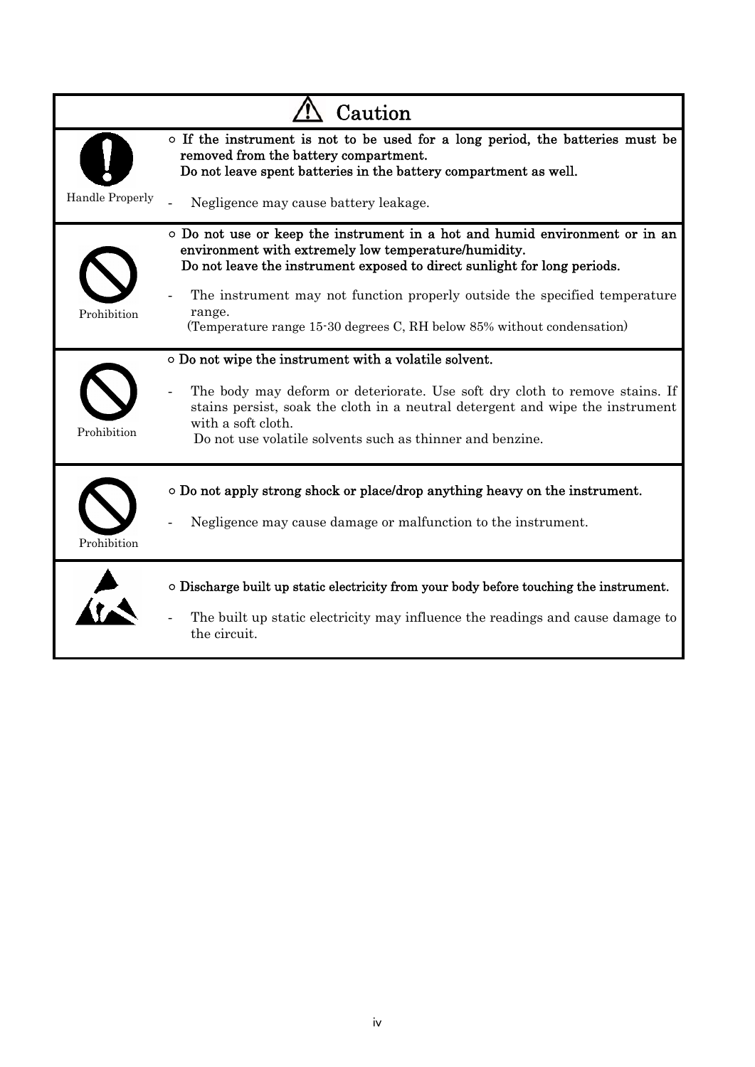| ⚠ Caution | |
|---|---|
| Handle Properly | **○ If the instrument is not to be used for a long period, the batteries must be removed from the battery compartment. Do not leave spent batteries in the battery compartment as well.**<br><br>- Negligence may cause battery leakage. |
| Prohibition | **○ Do not use or keep the instrument in a hot and humid environment or in an environment with extremely low temperature/humidity. Do not leave the instrument exposed to direct sunlight for long periods.**<br><br>- The instrument may not function properly outside the specified temperature range. (Temperature range 15-30 degrees C, RH below 85% without condensation) |
| Prohibition | **○ Do not wipe the instrument with a volatile solvent.**<br><br>- The body may deform or deteriorate. Use soft dry cloth to remove stains. If stains persist, soak the cloth in a neutral detergent and wipe the instrument with a soft cloth. Do not use volatile solvents such as thinner and benzine. |
| Prohibition | **○ Do not apply strong shock or place/drop anything heavy on the instrument.**<br><br>- Negligence may cause damage or malfunction to the instrument. |
| | **○ Discharge built up static electricity from your body before touching the instrument.**<br><br>- The built up static electricity may influence the readings and cause damage to the circuit. |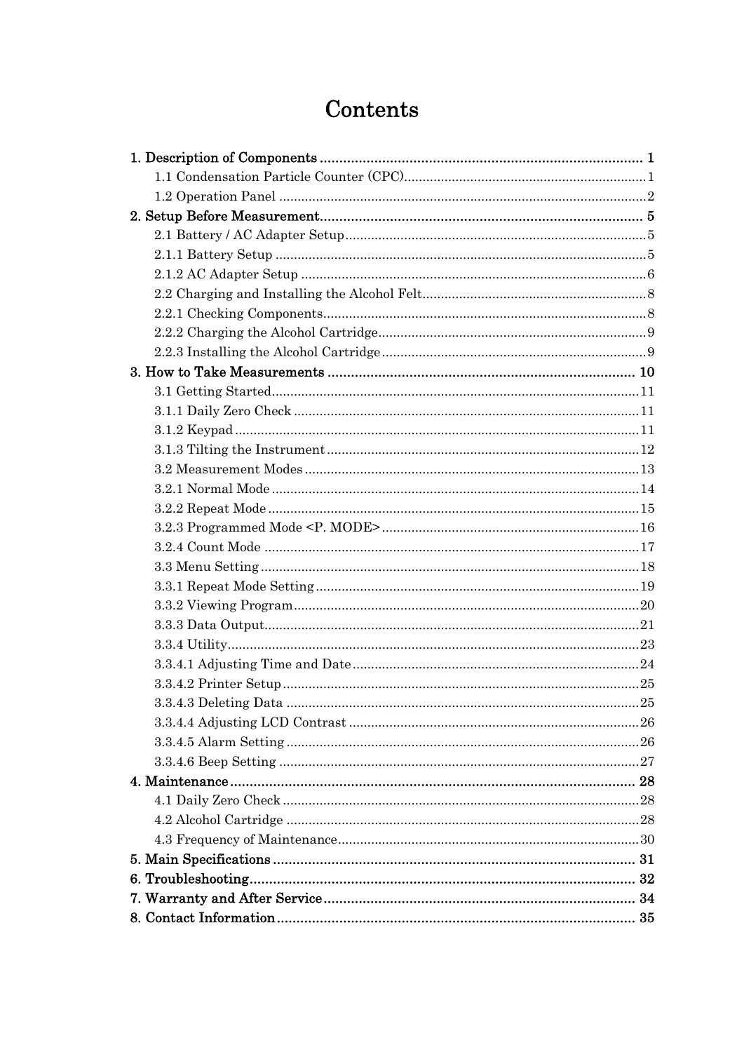# Contents

**1. Description of Components** ........................................................................ **1**

1.1 Condensation Particle Counter (CPC) ........................................................ 1

1.2 Operation Panel ............................................................................................ 2

**2. Setup Before Measurement** ........................................................................ **5**

2.1 Battery / AC Adapter Setup .......................................................................... 5

2.1.1 Battery Setup .............................................................................................. 5

2.1.2 AC Adapter Setup ....................................................................................... 6

2.2 Charging and Installing the Alcohol Felt ..................................................... 8

2.2.1 Checking Components ................................................................................ 8

2.2.2 Charging the Alcohol Cartridge .................................................................. 9

2.2.3 Installing the Alcohol Cartridge .................................................................. 9

**3. How to Take Measurements** ...................................................................... **10**

3.1 Getting Started ............................................................................................ 11

3.1.1 Daily Zero Check ....................................................................................... 11

3.1.2 Keypad ....................................................................................................... 11

3.1.3 Tilting the Instrument ................................................................................ 12

3.2 Measurement Modes .................................................................................... 13

3.2.1 Normal Mode .............................................................................................. 14

3.2.2 Repeat Mode .............................................................................................. 15

3.2.3 Programmed Mode <P. MODE> ................................................................. 16

3.2.4 Count Mode ................................................................................................ 17

3.3 Menu Setting ................................................................................................ 18

3.3.1 Repeat Mode Setting .................................................................................. 19

3.3.2 Viewing Program ........................................................................................ 20

3.3.3 Data Output ................................................................................................ 21

3.3.4 Utility .......................................................................................................... 23

3.3.4.1 Adjusting Time and Date ......................................................................... 24

3.3.4.2 Printer Setup ............................................................................................ 25

3.3.4.3 Deleting Data ........................................................................................... 25

3.3.4.4 Adjusting LCD Contrast .......................................................................... 26

3.3.4.5 Alarm Setting ........................................................................................... 26

3.3.4.6 Beep Setting ............................................................................................. 27

**4. Maintenance** ................................................................................................ **28**

4.1 Daily Zero Check .......................................................................................... 28

4.2 Alcohol Cartridge .......................................................................................... 28

4.3 Frequency of Maintenance ............................................................................ 30

**5. Main Specifications** ...................................................................................... **31**

**6. Troubleshooting** ........................................................................................... **32**

**7. Warranty and After Service** ......................................................................... **34**

**8. Contact Information** ..................................................................................... **35**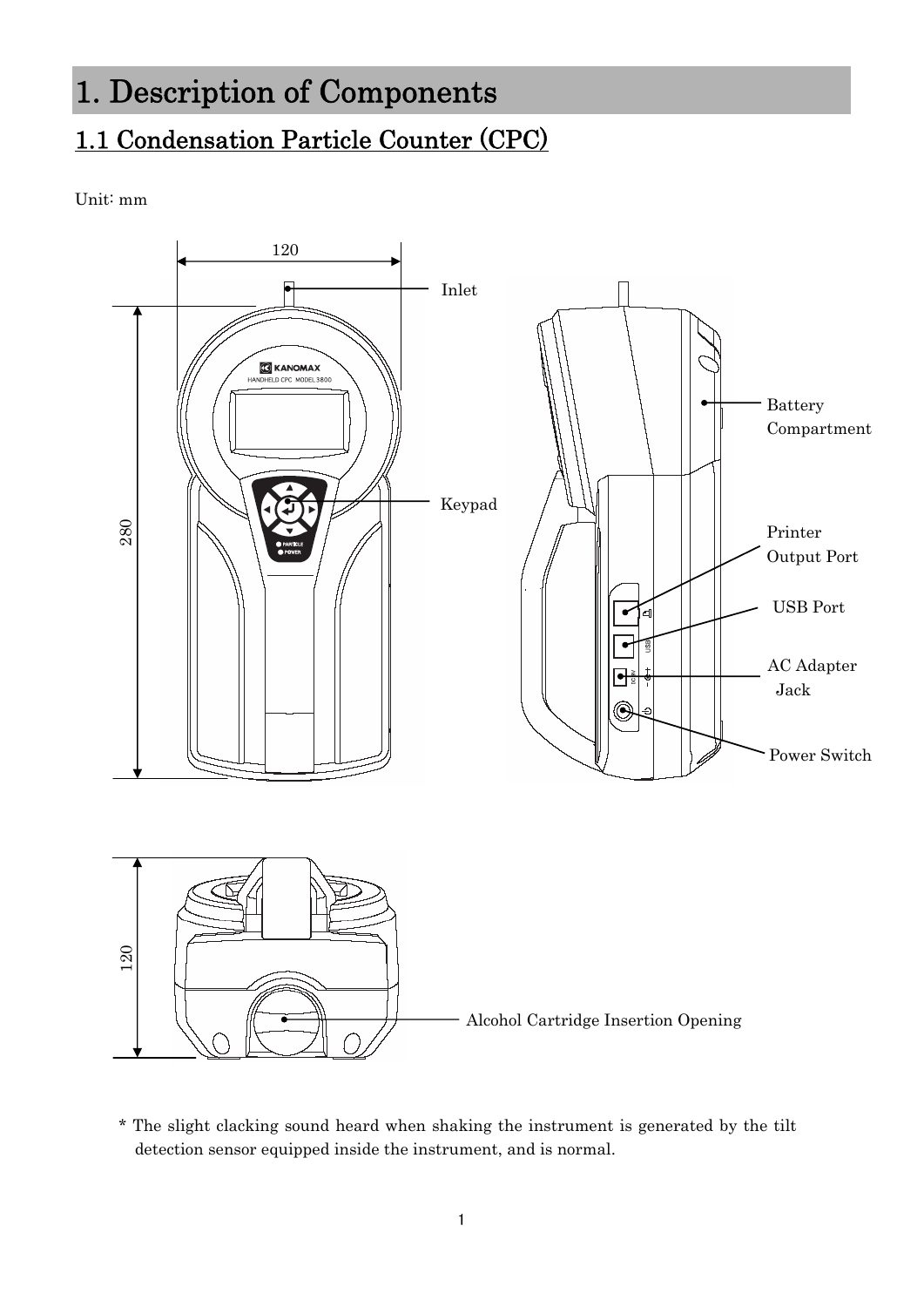# 1. Description of Components

## 1.1 Condensation Particle Counter (CPC)

Unit: mm

120

Inlet

280

Keypad

Battery Compartment

Printer Output Port

USB Port

AC Adapter Jack

Power Switch

120

Alcohol Cartridge Insertion Opening

\* The slight clacking sound heard when shaking the instrument is generated by the tilt detection sensor equipped inside the instrument, and is normal.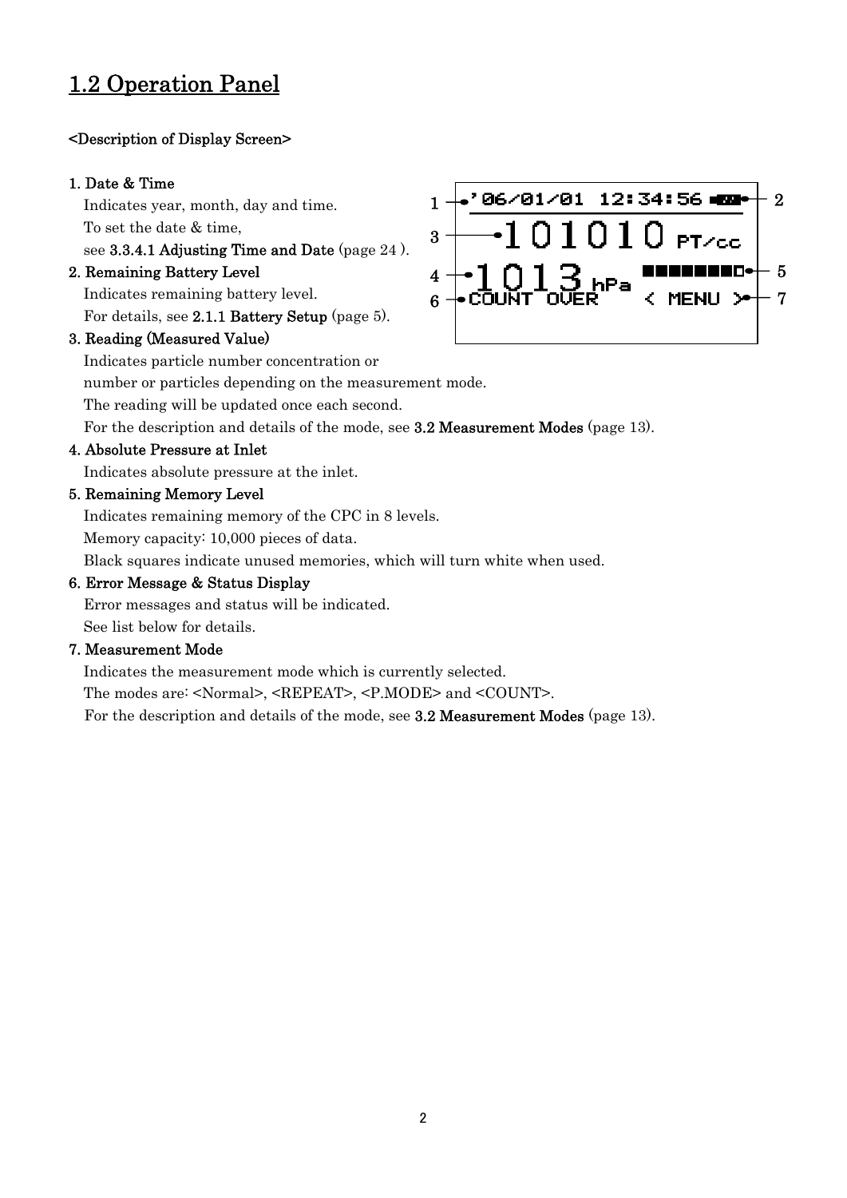## 1.2 Operation Panel

**<Description of Display Screen>**

**1. Date & Time**

Indicates year, month, day and time.

To set the date & time,

see **3.3.4.1 Adjusting Time and Date** (page 24 ).

**2. Remaining Battery Level**

Indicates remaining battery level.

For details, see **2.1.1 Battery Setup** (page 5).

**3. Reading (Measured Value)**

Indicates particle number concentration or

number or particles depending on the measurement mode.

The reading will be updated once each second.

For the description and details of the mode, see **3.2 Measurement Modes** (page 13).

**4. Absolute Pressure at Inlet**

Indicates absolute pressure at the inlet.

**5. Remaining Memory Level**

Indicates remaining memory of the CPC in 8 levels.

Memory capacity: 10,000 pieces of data.

Black squares indicate unused memories, which will turn white when used.

**6. Error Message & Status Display**

Error messages and status will be indicated.

See list below for details.

**7. Measurement Mode**

Indicates the measurement mode which is currently selected.

The modes are: <Normal>, <REPEAT>, <P.MODE> and <COUNT>.

For the description and details of the mode, see **3.2 Measurement Modes** (page 13).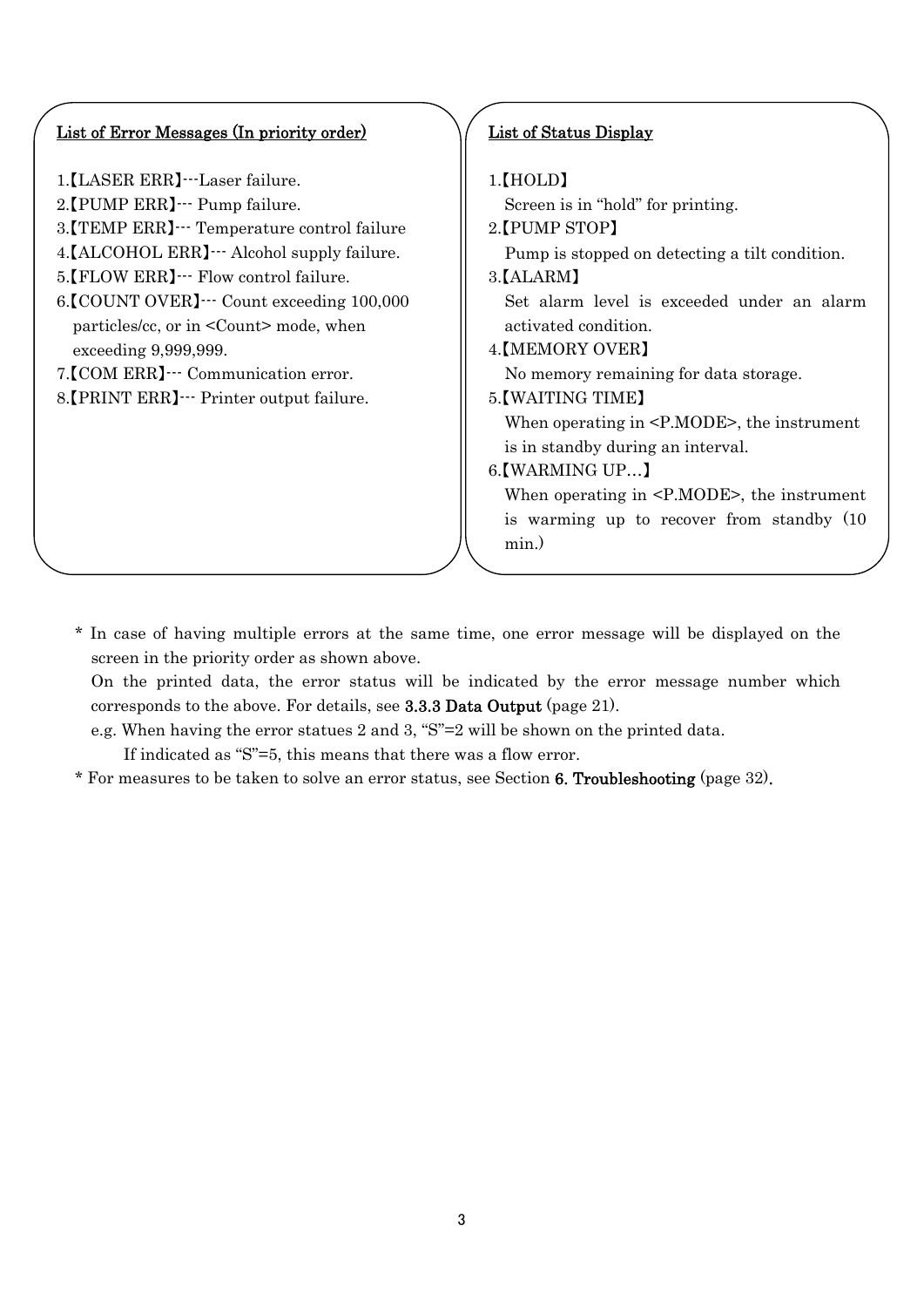<u>List of Error Messages (In priority order)</u>

1.【LASER ERR】---Laser failure.
2.【PUMP ERR】--- Pump failure.
3.【TEMP ERR】--- Temperature control failure
4.【ALCOHOL ERR】--- Alcohol supply failure.
5.【FLOW ERR】--- Flow control failure.
6.【COUNT OVER】--- Count exceeding 100,000 particles/cc, or in <Count> mode, when exceeding 9,999,999.
7.【COM ERR】--- Communication error.
8.【PRINT ERR】--- Printer output failure.

<u>List of Status Display</u>

1.【HOLD】
Screen is in "hold" for printing.
2.【PUMP STOP】
Pump is stopped on detecting a tilt condition.
3.【ALARM】
Set alarm level is exceeded under an alarm activated condition.
4.【MEMORY OVER】
No memory remaining for data storage.
5.【WAITING TIME】
When operating in <P.MODE>, the instrument is in standby during an interval.
6.【WARMING UP…】
When operating in <P.MODE>, the instrument is warming up to recover from standby (10 min.)

* In case of having multiple errors at the same time, one error message will be displayed on the screen in the priority order as shown above.
On the printed data, the error status will be indicated by the error message number which corresponds to the above. For details, see **3.3.3 Data Output** (page 21).
e.g. When having the error statues 2 and 3, "S"=2 will be shown on the printed data.
If indicated as "S"=5, this means that there was a flow error.
* For measures to be taken to solve an error status, see Section **6. Troubleshooting** (page 32).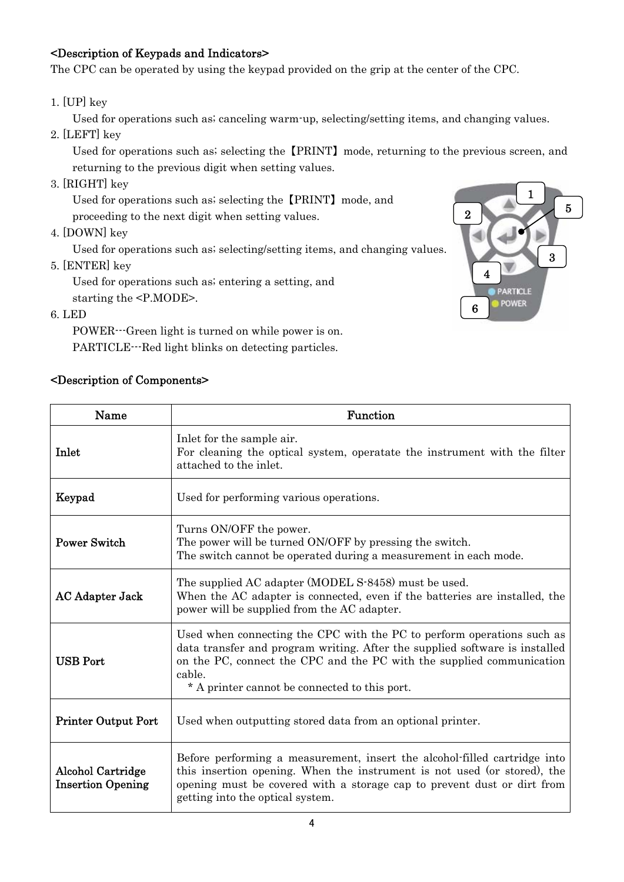**<Description of Keypads and Indicators>**

The CPC can be operated by using the keypad provided on the grip at the center of the CPC.

1. [UP] key
   Used for operations such as; canceling warm-up, selecting/setting items, and changing values.
2. [LEFT] key
   Used for operations such as; selecting the【PRINT】mode, returning to the previous screen, and returning to the previous digit when setting values.
3. [RIGHT] key
   Used for operations such as; selecting the【PRINT】mode, and proceeding to the next digit when setting values.
4. [DOWN] key
   Used for operations such as; selecting/setting items, and changing values.
5. [ENTER] key
   Used for operations such as; entering a setting, and starting the <P.MODE>.
6. LED
   POWER---Green light is turned on while power is on.
   PARTICLE---Red light blinks on detecting particles.

**<Description of Components>**

| Name | Function |
|---|---|
| **Inlet** | Inlet for the sample air. For cleaning the optical system, operatate the instrument with the filter attached to the inlet. |
| **Keypad** | Used for performing various operations. |
| **Power Switch** | Turns ON/OFF the power. The power will be turned ON/OFF by pressing the switch. The switch cannot be operated during a measurement in each mode. |
| **AC Adapter Jack** | The supplied AC adapter (MODEL S-8458) must be used. When the AC adapter is connected, even if the batteries are installed, the power will be supplied from the AC adapter. |
| **USB Port** | Used when connecting the CPC with the PC to perform operations such as data transfer and program writing. After the supplied software is installed on the PC, connect the CPC and the PC with the supplied communication cable. * A printer cannot be connected to this port. |
| **Printer Output Port** | Used when outputting stored data from an optional printer. |
| **Alcohol Cartridge Insertion Opening** | Before performing a measurement, insert the alcohol-filled cartridge into this insertion opening. When the instrument is not used (or stored), the opening must be covered with a storage cap to prevent dust or dirt from getting into the optical system. |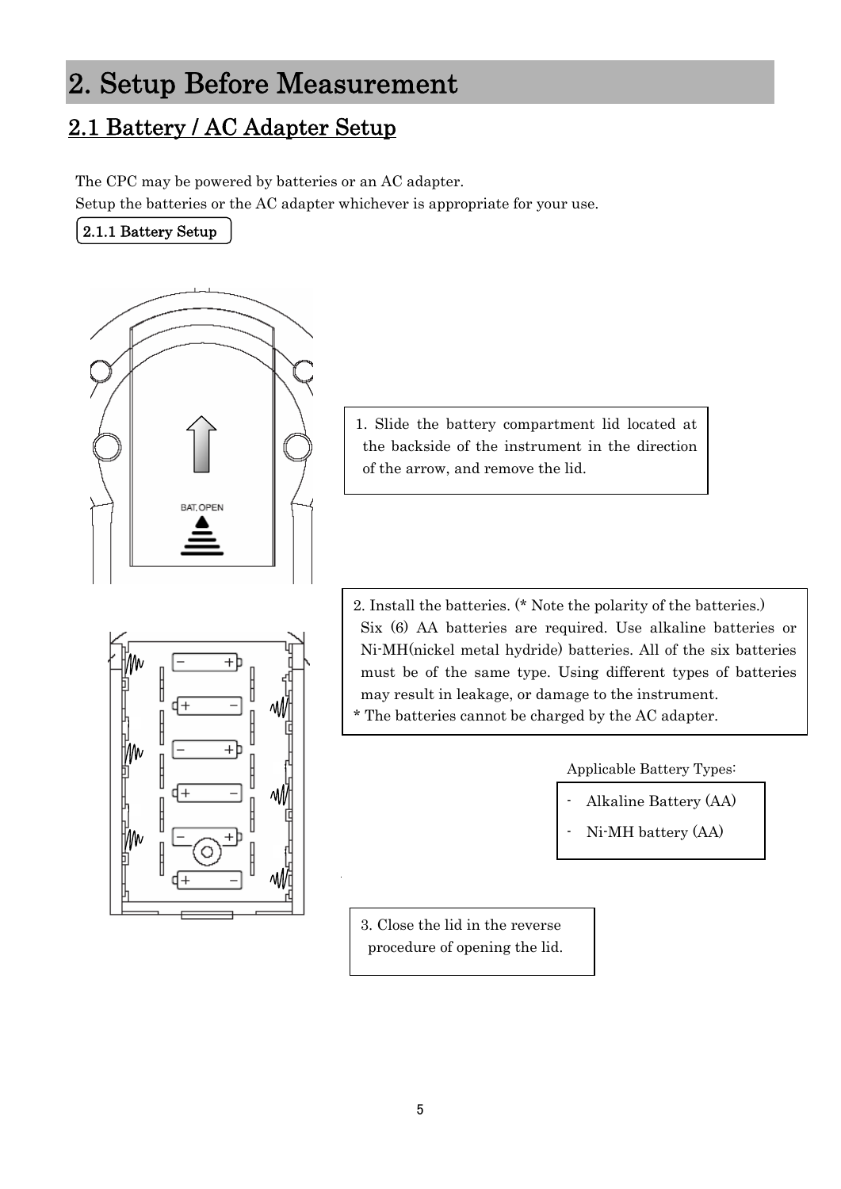# 2. Setup Before Measurement

## 2.1 Battery / AC Adapter Setup

The CPC may be powered by batteries or an AC adapter.
Setup the batteries or the AC adapter whichever is appropriate for your use.

### 2.1.1 Battery Setup

1. Slide the battery compartment lid located at the backside of the instrument in the direction of the arrow, and remove the lid.

2. Install the batteries. (* Note the polarity of the batteries.)
   Six (6) AA batteries are required. Use alkaline batteries or Ni-MH(nickel metal hydride) batteries. All of the six batteries must be of the same type. Using different types of batteries may result in leakage, or damage to the instrument.
   * The batteries cannot be charged by the AC adapter.

Applicable Battery Types:

- Alkaline Battery (AA)
- Ni-MH battery (AA)

3. Close the lid in the reverse procedure of opening the lid.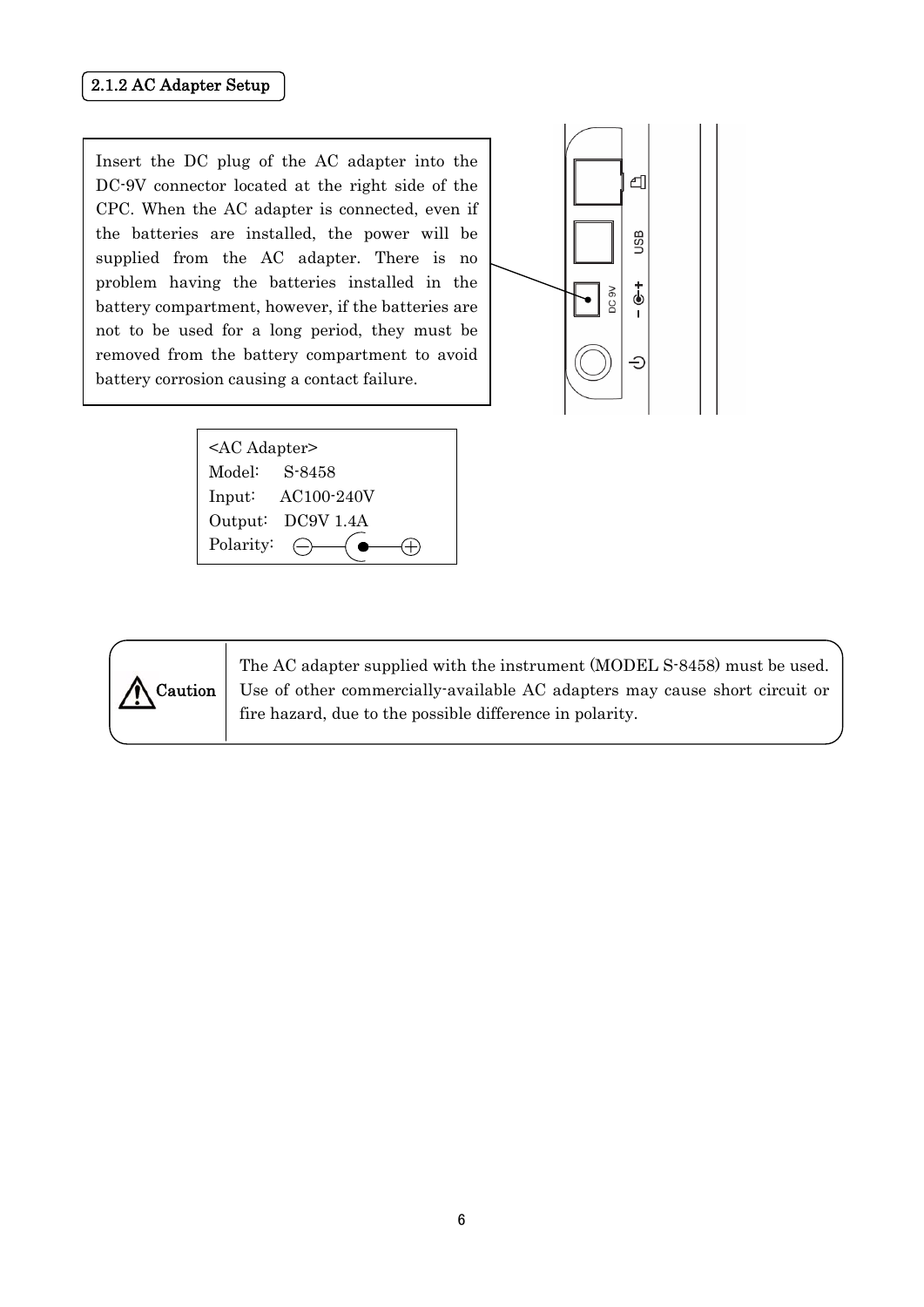## 2.1.2 AC Adapter Setup

Insert the DC plug of the AC adapter into the DC-9V connector located at the right side of the CPC. When the AC adapter is connected, even if the batteries are installed, the power will be supplied from the AC adapter. There is no problem having the batteries installed in the battery compartment, however, if the batteries are not to be used for a long period, they must be removed from the battery compartment to avoid battery corrosion causing a contact failure.

<AC Adapter>
Model: S-8458
Input: AC100-240V
Output: DC9V 1.4A
Polarity: ⊖—(●—⊕

| **Caution** | The AC adapter supplied with the instrument (MODEL S-8458) must be used. Use of other commercially-available AC adapters may cause short circuit or fire hazard, due to the possible difference in polarity. |
|---|---|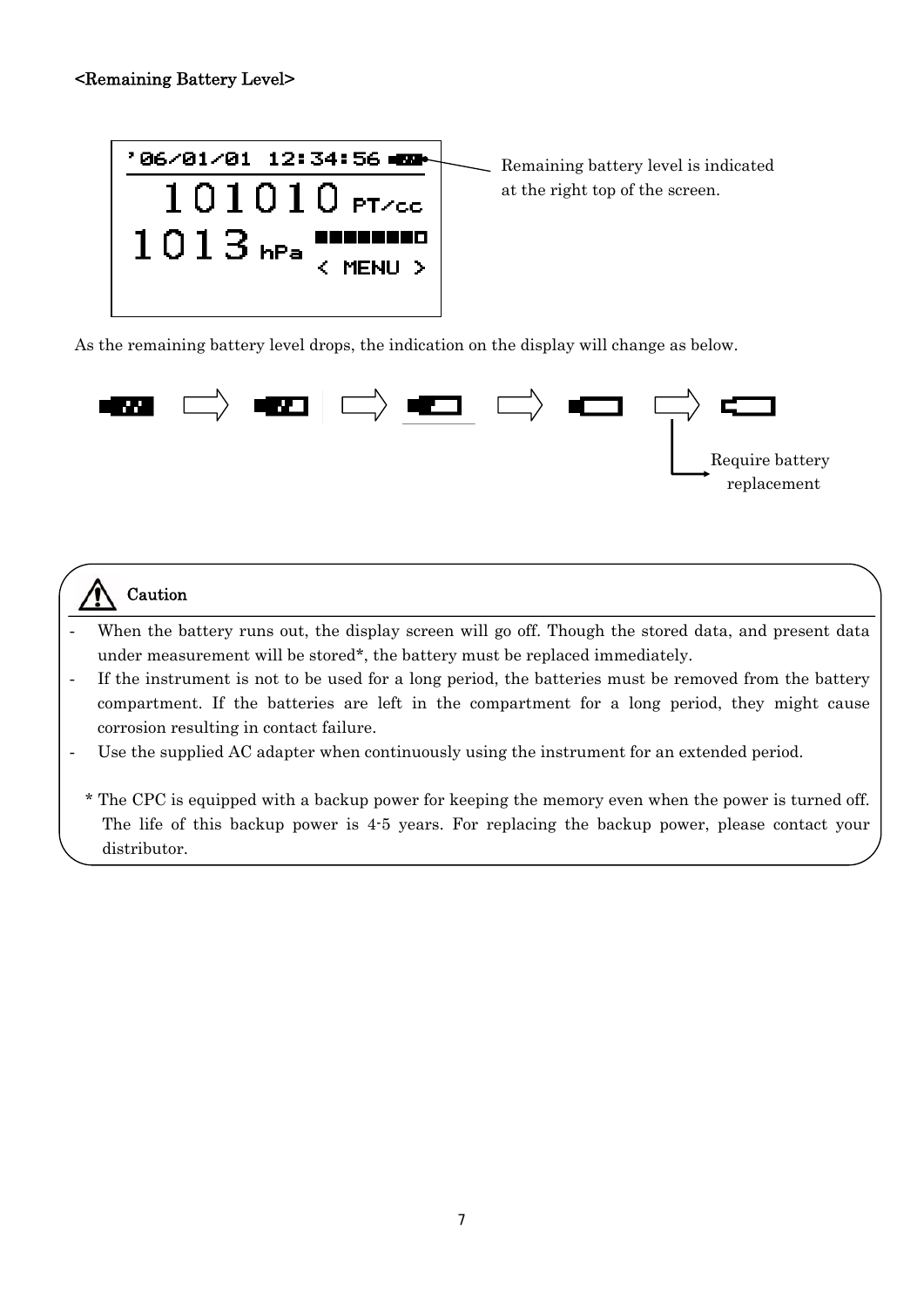**<Remaining Battery Level>**

Remaining battery level is indicated at the right top of the screen.

As the remaining battery level drops, the indication on the display will change as below.

Require battery replacement

**Caution**

- When the battery runs out, the display screen will go off. Though the stored data, and present data under measurement will be stored*, the battery must be replaced immediately.
- If the instrument is not to be used for a long period, the batteries must be removed from the battery compartment. If the batteries are left in the compartment for a long period, they might cause corrosion resulting in contact failure.
- Use the supplied AC adapter when continuously using the instrument for an extended period.

\* The CPC is equipped with a backup power for keeping the memory even when the power is turned off. The life of this backup power is 4-5 years. For replacing the backup power, please contact your distributor.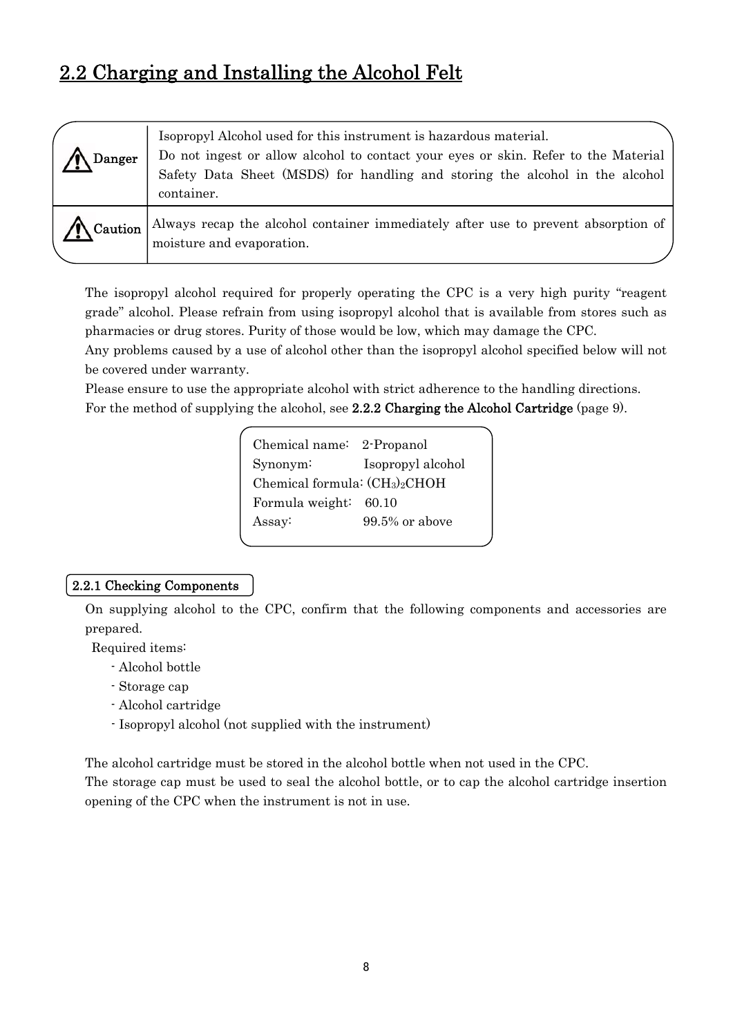## 2.2 Charging and Installing the Alcohol Felt

| | |
|---|---|
| ⚠ **Danger** | Isopropyl Alcohol used for this instrument is hazardous material. Do not ingest or allow alcohol to contact your eyes or skin. Refer to the Material Safety Data Sheet (MSDS) for handling and storing the alcohol in the alcohol container. |
| ⚠ **Caution** | Always recap the alcohol container immediately after use to prevent absorption of moisture and evaporation. |

The isopropyl alcohol required for properly operating the CPC is a very high purity “reagent grade” alcohol. Please refrain from using isopropyl alcohol that is available from stores such as pharmacies or drug stores. Purity of those would be low, which may damage the CPC.
Any problems caused by a use of alcohol other than the isopropyl alcohol specified below will not be covered under warranty.
Please ensure to use the appropriate alcohol with strict adherence to the handling directions.
For the method of supplying the alcohol, see **2.2.2 Charging the Alcohol Cartridge** (page 9).

| | |
|---|---|
| Chemical name: | 2-Propanol |
| Synonym: | Isopropyl alcohol |
| Chemical formula: | $(CH_3)_2CHOH$ |
| Formula weight: | 60.10 |
| Assay: | 99.5% or above |

### 2.2.1 Checking Components

On supplying alcohol to the CPC, confirm that the following components and accessories are prepared.

Required items:

- Alcohol bottle
- Storage cap
- Alcohol cartridge
- Isopropyl alcohol (not supplied with the instrument)

The alcohol cartridge must be stored in the alcohol bottle when not used in the CPC.
The storage cap must be used to seal the alcohol bottle, or to cap the alcohol cartridge insertion opening of the CPC when the instrument is not in use.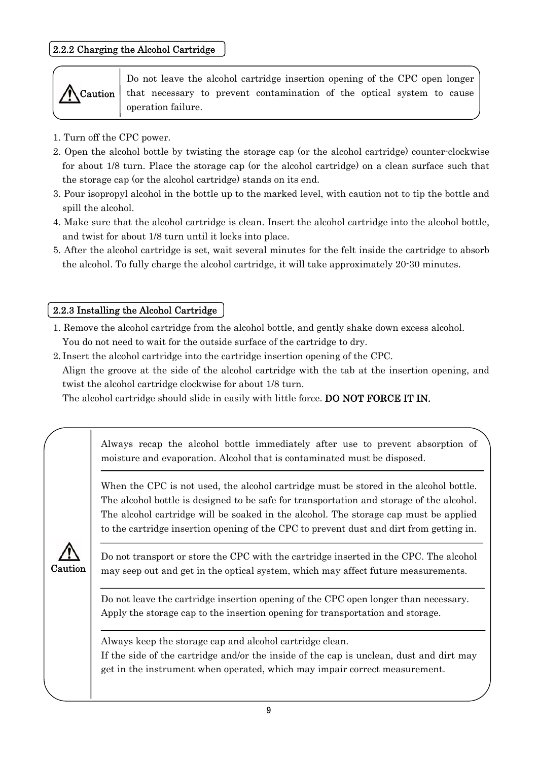### 2.2.2 Charging the Alcohol Cartridge

> ⚠ **Caution**
>
> Do not leave the alcohol cartridge insertion opening of the CPC open longer that necessary to prevent contamination of the optical system to cause operation failure.

1. Turn off the CPC power.
2. Open the alcohol bottle by twisting the storage cap (or the alcohol cartridge) counter-clockwise for about 1/8 turn. Place the storage cap (or the alcohol cartridge) on a clean surface such that the storage cap (or the alcohol cartridge) stands on its end.
3. Pour isopropyl alcohol in the bottle up to the marked level, with caution not to tip the bottle and spill the alcohol.
4. Make sure that the alcohol cartridge is clean. Insert the alcohol cartridge into the alcohol bottle, and twist for about 1/8 turn until it locks into place.
5. After the alcohol cartridge is set, wait several minutes for the felt inside the cartridge to absorb the alcohol. To fully charge the alcohol cartridge, it will take approximately 20-30 minutes.

### 2.2.3 Installing the Alcohol Cartridge

1. Remove the alcohol cartridge from the alcohol bottle, and gently shake down excess alcohol.
   You do not need to wait for the outside surface of the cartridge to dry.
2. Insert the alcohol cartridge into the cartridge insertion opening of the CPC.
   Align the groove at the side of the alcohol cartridge with the tab at the insertion opening, and twist the alcohol cartridge clockwise for about 1/8 turn.
   The alcohol cartridge should slide in easily with little force. **DO NOT FORCE IT IN.**

> ⚠ **Caution**
>
> Always recap the alcohol bottle immediately after use to prevent absorption of moisture and evaporation. Alcohol that is contaminated must be disposed.
>
> When the CPC is not used, the alcohol cartridge must be stored in the alcohol bottle. The alcohol bottle is designed to be safe for transportation and storage of the alcohol. The alcohol cartridge will be soaked in the alcohol. The storage cap must be applied to the cartridge insertion opening of the CPC to prevent dust and dirt from getting in.
>
> Do not transport or store the CPC with the cartridge inserted in the CPC. The alcohol may seep out and get in the optical system, which may affect future measurements.
>
> Do not leave the cartridge insertion opening of the CPC open longer than necessary. Apply the storage cap to the insertion opening for transportation and storage.
>
> Always keep the storage cap and alcohol cartridge clean.
> If the side of the cartridge and/or the inside of the cap is unclean, dust and dirt may get in the instrument when operated, which may impair correct measurement.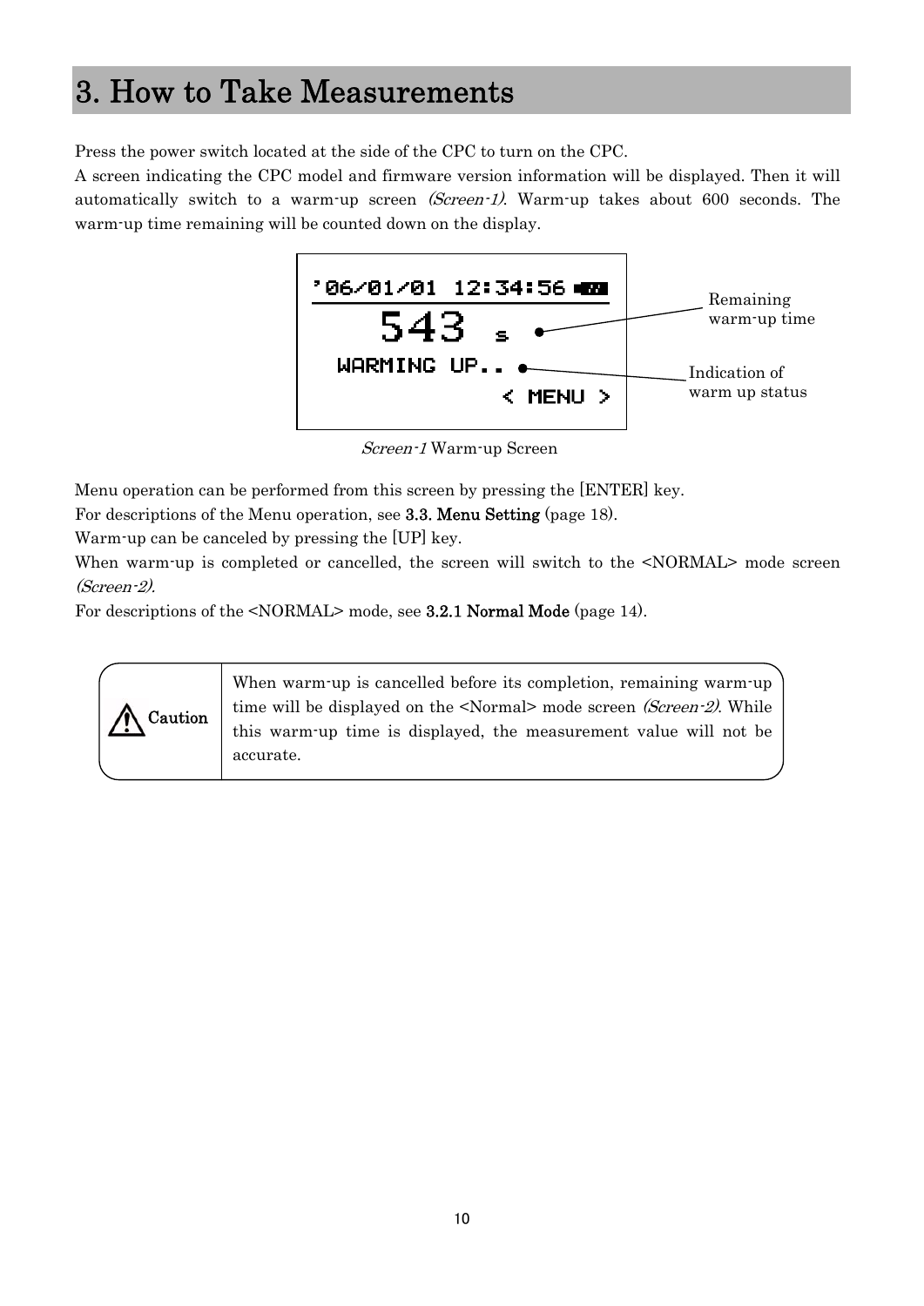# 3. How to Take Measurements

Press the power switch located at the side of the CPC to turn on the CPC.

A screen indicating the CPC model and firmware version information will be displayed. Then it will automatically switch to a warm-up screen *(Screen-1)*. Warm-up takes about 600 seconds. The warm-up time remaining will be counted down on the display.

```
'06/01/01 12:34:56
      543 s            ← Remaining warm-up time
  WARMING UP..         ← Indication of warm up status
             < MENU >
```

*Screen-1* Warm-up Screen

Menu operation can be performed from this screen by pressing the [ENTER] key.

For descriptions of the Menu operation, see **3.3. Menu Setting** (page 18).

Warm-up can be canceled by pressing the [UP] key.

When warm-up is completed or cancelled, the screen will switch to the <NORMAL> mode screen *(Screen-2)*.

For descriptions of the <NORMAL> mode, see **3.2.1 Normal Mode** (page 14).

| ⚠ **Caution** | When warm-up is cancelled before its completion, remaining warm-up time will be displayed on the <Normal> mode screen *(Screen-2)*. While this warm-up time is displayed, the measurement value will not be accurate. |
|---|---|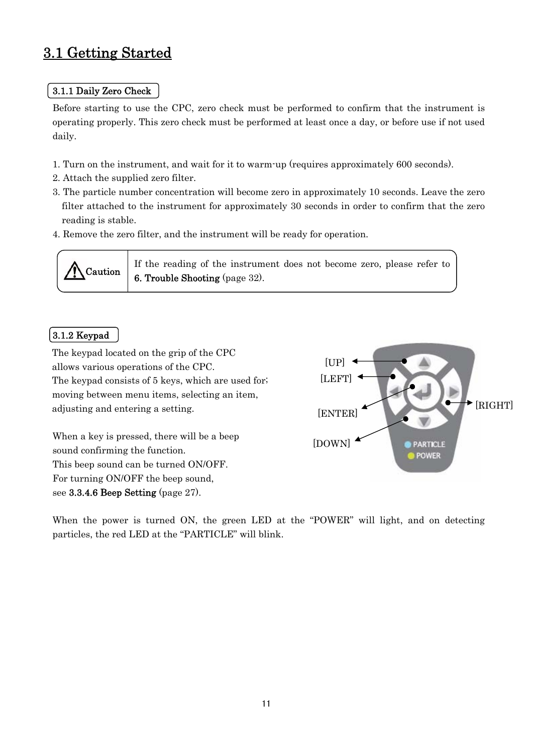## 3.1 Getting Started

### 3.1.1 Daily Zero Check

Before starting to use the CPC, zero check must be performed to confirm that the instrument is operating properly. This zero check must be performed at least once a day, or before use if not used daily.

1. Turn on the instrument, and wait for it to warm-up (requires approximately 600 seconds).
2. Attach the supplied zero filter.
3. The particle number concentration will become zero in approximately 10 seconds. Leave the zero filter attached to the instrument for approximately 30 seconds in order to confirm that the zero reading is stable.
4. Remove the zero filter, and the instrument will be ready for operation.

| ⚠Caution | If the reading of the instrument does not become zero, please refer to **6. Trouble Shooting** (page 32). |
|---|---|

### 3.1.2 Keypad

The keypad located on the grip of the CPC allows various operations of the CPC.
The keypad consists of 5 keys, which are used for; moving between menu items, selecting an item, adjusting and entering a setting.

[UP]
[LEFT]
[ENTER]
[DOWN]
[RIGHT]

When a key is pressed, there will be a beep sound confirming the function.
This beep sound can be turned ON/OFF.
For turning ON/OFF the beep sound, see **3.3.4.6 Beep Setting** (page 27).

When the power is turned ON, the green LED at the "POWER" will light, and on detecting particles, the red LED at the "PARTICLE" will blink.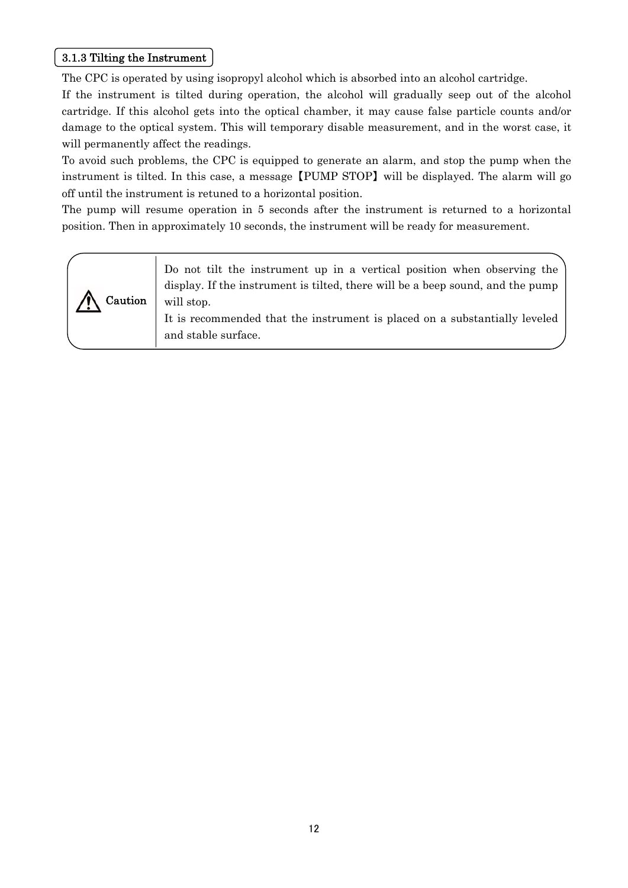### 3.1.3 Tilting the Instrument

The CPC is operated by using isopropyl alcohol which is absorbed into an alcohol cartridge.

If the instrument is tilted during operation, the alcohol will gradually seep out of the alcohol cartridge. If this alcohol gets into the optical chamber, it may cause false particle counts and/or damage to the optical system. This will temporary disable measurement, and in the worst case, it will permanently affect the readings.

To avoid such problems, the CPC is equipped to generate an alarm, and stop the pump when the instrument is tilted. In this case, a message【PUMP STOP】will be displayed. The alarm will go off until the instrument is retuned to a horizontal position.

The pump will resume operation in 5 seconds after the instrument is returned to a horizontal position. Then in approximately 10 seconds, the instrument will be ready for measurement.

| ⚠ Caution | Do not tilt the instrument up in a vertical position when observing the display. If the instrument is tilted, there will be a beep sound, and the pump will stop.<br>It is recommended that the instrument is placed on a substantially leveled and stable surface. |
|---|---|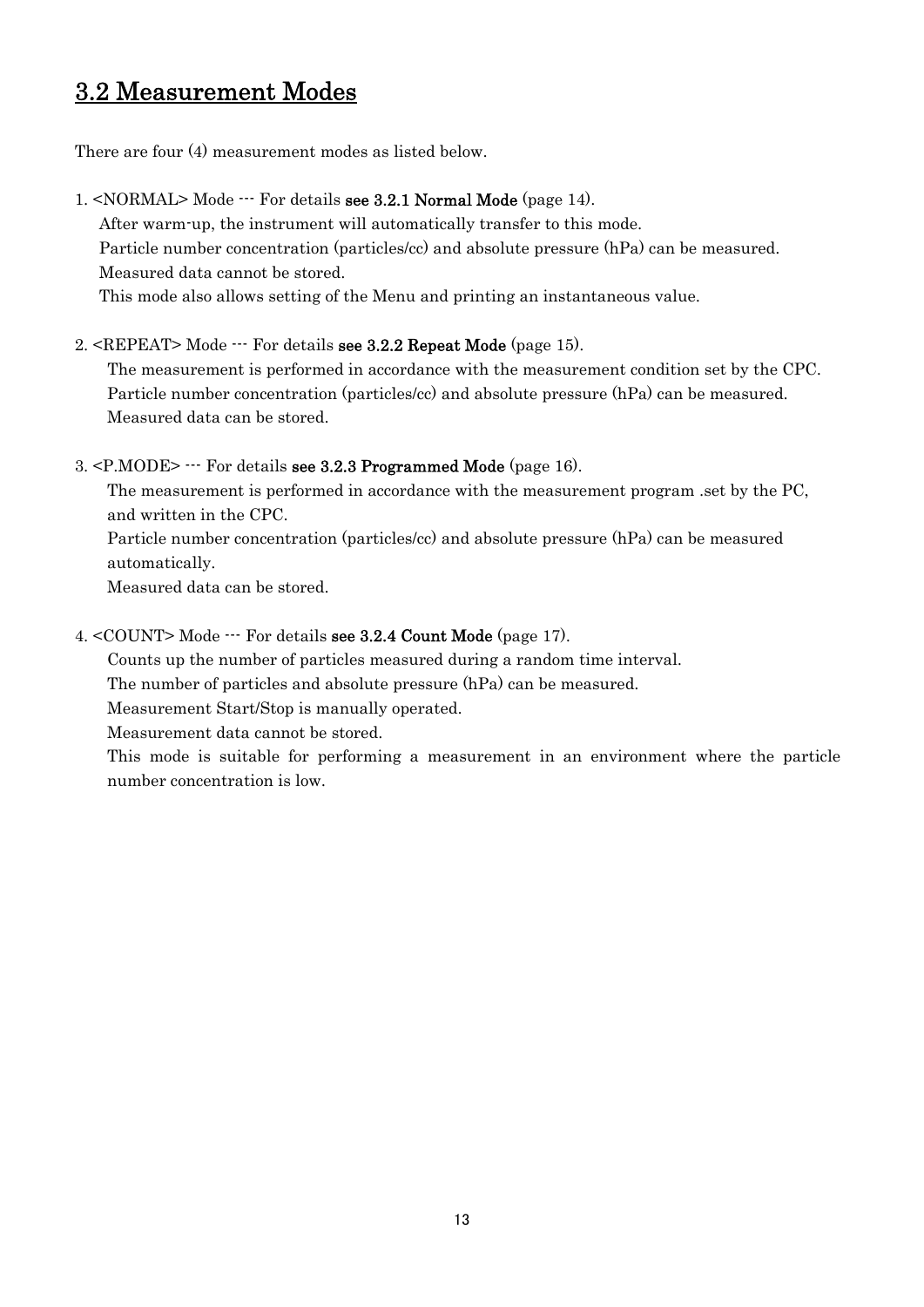## 3.2 Measurement Modes

There are four (4) measurement modes as listed below.

1. <NORMAL> Mode --- For details **see 3.2.1 Normal Mode** (page 14).
   After warm-up, the instrument will automatically transfer to this mode.
   Particle number concentration (particles/cc) and absolute pressure (hPa) can be measured.
   Measured data cannot be stored.
   This mode also allows setting of the Menu and printing an instantaneous value.

2. <REPEAT> Mode --- For details **see 3.2.2 Repeat Mode** (page 15).
   The measurement is performed in accordance with the measurement condition set by the CPC.
   Particle number concentration (particles/cc) and absolute pressure (hPa) can be measured.
   Measured data can be stored.

3. <P.MODE> --- For details **see 3.2.3 Programmed Mode** (page 16).
   The measurement is performed in accordance with the measurement program .set by the PC, and written in the CPC.
   Particle number concentration (particles/cc) and absolute pressure (hPa) can be measured automatically.
   Measured data can be stored.

4. <COUNT> Mode --- For details **see 3.2.4 Count Mode** (page 17).
   Counts up the number of particles measured during a random time interval.
   The number of particles and absolute pressure (hPa) can be measured.
   Measurement Start/Stop is manually operated.
   Measurement data cannot be stored.
   This mode is suitable for performing a measurement in an environment where the particle number concentration is low.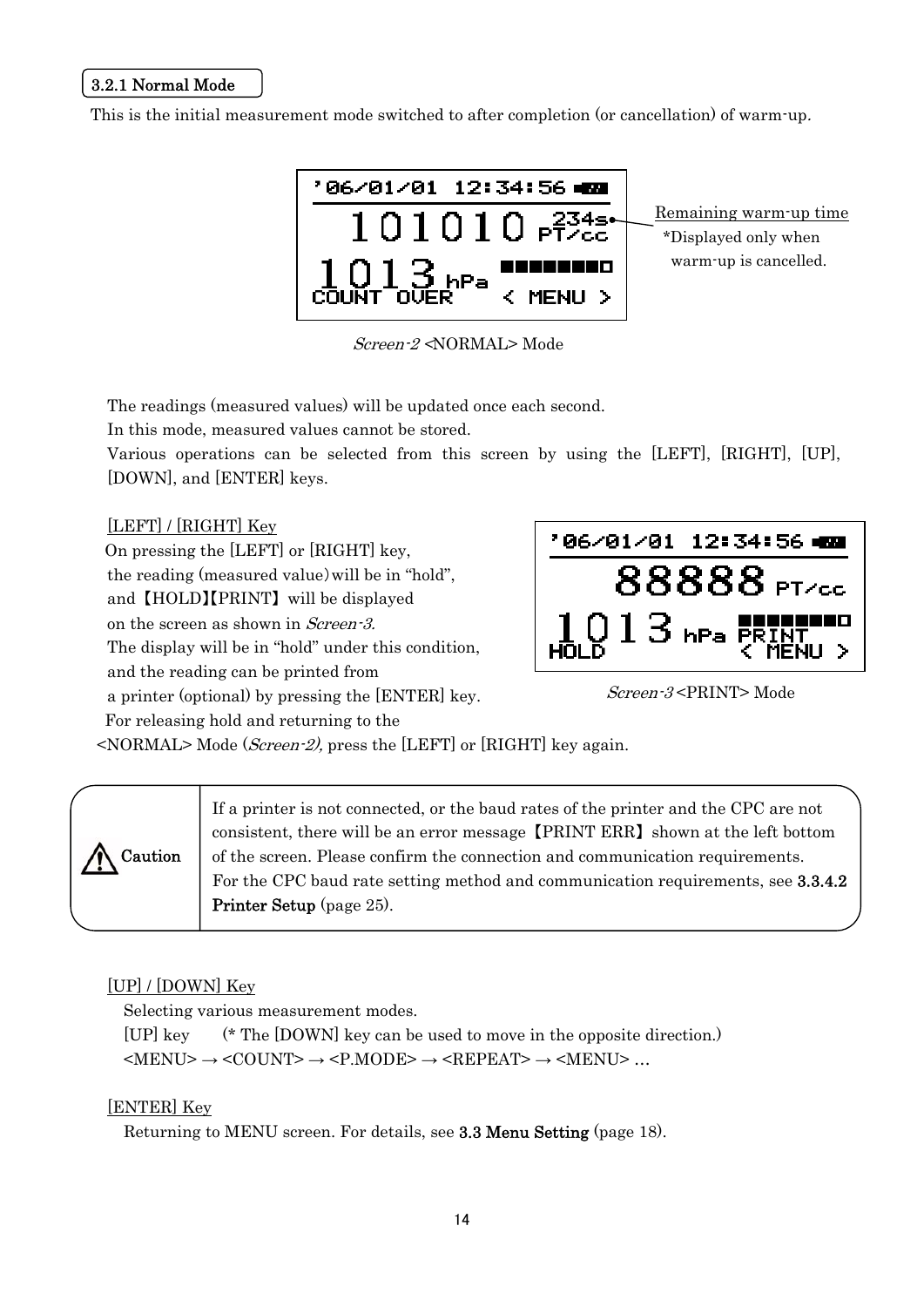### 3.2.1 Normal Mode

This is the initial measurement mode switched to after completion (or cancellation) of warm-up.

```
'06/01/01  12:34:56
   101010 234s
          PT/cc
1013 hPa ■■■■■■■□
COUNT OVER   < MENU >
```

Remaining warm-up time
*Displayed only when warm-up is cancelled.

*Screen-2* <NORMAL> Mode

The readings (measured values) will be updated once each second.
In this mode, measured values cannot be stored.
Various operations can be selected from this screen by using the [LEFT], [RIGHT], [UP], [DOWN], and [ENTER] keys.

[LEFT] / [RIGHT] Key
On pressing the [LEFT] or [RIGHT] key, the reading (measured value) will be in "hold", and 【HOLD】【PRINT】 will be displayed on the screen as shown in *Screen-3*.
The display will be in "hold" under this condition, and the reading can be printed from a printer (optional) by pressing the [ENTER] key.
For releasing hold and returning to the <NORMAL> Mode (*Screen-2*), press the [LEFT] or [RIGHT] key again.

```
'06/01/01  12:34:56
      88888 PT/cc
1013 hPa ■■■■■■■□
HOLD      PRINT
          < MENU >
```

*Screen-3* <PRINT> Mode

| Caution | If a printer is not connected, or the baud rates of the printer and the CPC are not consistent, there will be an error message【PRINT ERR】shown at the left bottom of the screen. Please confirm the connection and communication requirements. For the CPC baud rate setting method and communication requirements, see **3.3.4.2 Printer Setup** (page 25). |
|---|---|

[UP] / [DOWN] Key
Selecting various measurement modes.
[UP] key (* The [DOWN] key can be used to move in the opposite direction.)
<MENU> → <COUNT> → <P.MODE> → <REPEAT> → <MENU> …

[ENTER] Key
Returning to MENU screen. For details, see **3.3 Menu Setting** (page 18).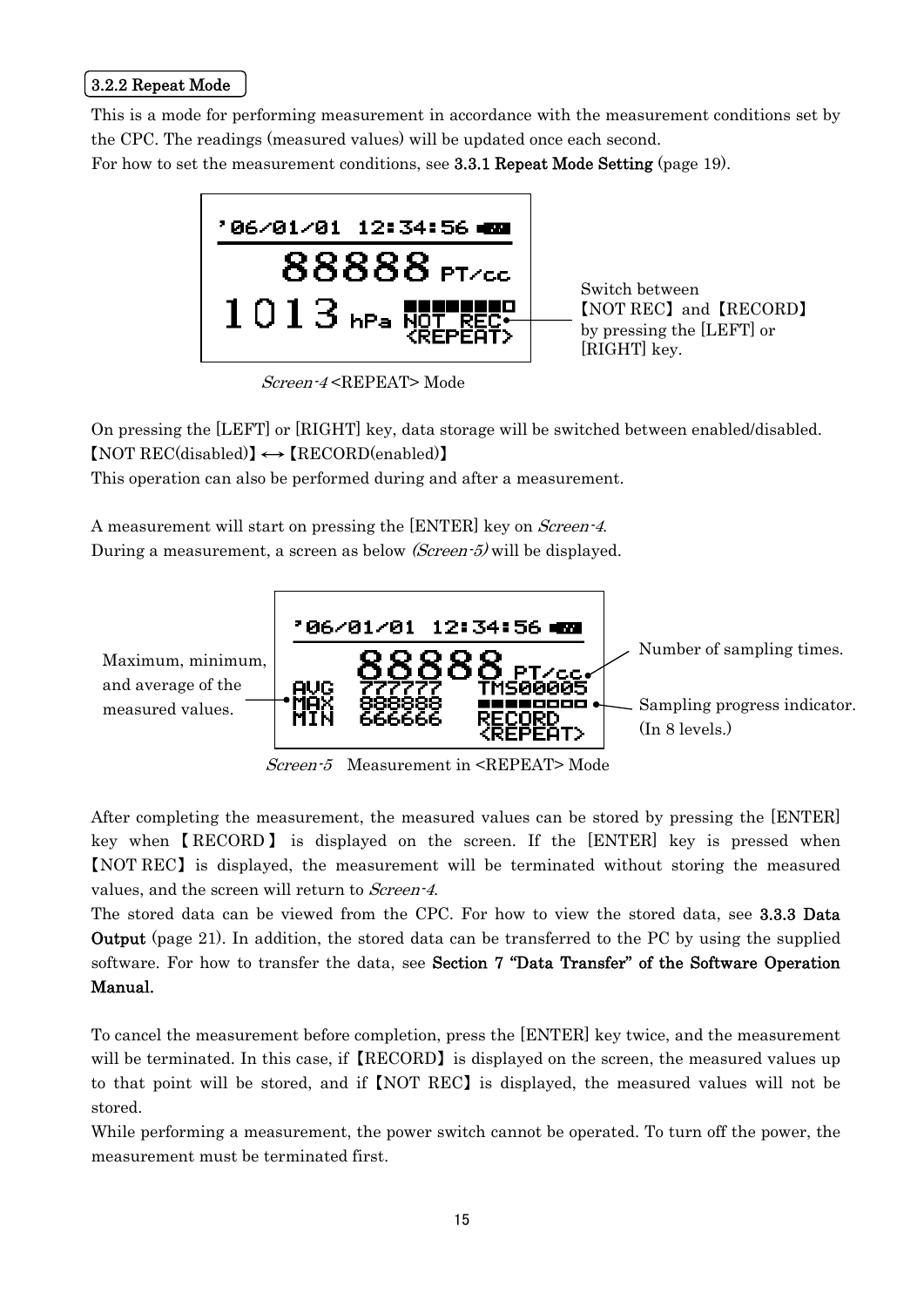### 3.2.2 Repeat Mode

This is a mode for performing measurement in accordance with the measurement conditions set by the CPC. The readings (measured values) will be updated once each second.
For how to set the measurement conditions, see **3.3.1 Repeat Mode Setting** (page 19).

```
'06/01/01  12:34:56
      88888 PT/cc
1013 hPa  ■■■■■■■□
          NOT REC
          <REPEAT>
```

Switch between 【NOT REC】 and 【RECORD】 by pressing the [LEFT] or [RIGHT] key.

*Screen-4* <REPEAT> Mode

On pressing the [LEFT] or [RIGHT] key, data storage will be switched between enabled/disabled.
【NOT REC(disabled)】↔【RECORD(enabled)】
This operation can also be performed during and after a measurement.

A measurement will start on pressing the [ENTER] key on *Screen-4*.
During a measurement, a screen as below *(Screen-5)* will be displayed.

```
'06/01/01  12:34:56
      88888 PT/cc
AVG  777777   TMS00005
MAX  888888   ■■■■□□□□
MIN  666666   RECORD
              <REPEAT>
```

Maximum, minimum, and average of the measured values.

Number of sampling times.

Sampling progress indicator. (In 8 levels.)

*Screen-5* Measurement in <REPEAT> Mode

After completing the measurement, the measured values can be stored by pressing the [ENTER] key when 【RECORD】 is displayed on the screen. If the [ENTER] key is pressed when 【NOT REC】 is displayed, the measurement will be terminated without storing the measured values, and the screen will return to *Screen-4*.
The stored data can be viewed from the CPC. For how to view the stored data, see **3.3.3 Data Output** (page 21). In addition, the stored data can be transferred to the PC by using the supplied software. For how to transfer the data, see **Section 7 "Data Transfer" of the Software Operation Manual.**

To cancel the measurement before completion, press the [ENTER] key twice, and the measurement will be terminated. In this case, if 【RECORD】 is displayed on the screen, the measured values up to that point will be stored, and if 【NOT REC】 is displayed, the measured values will not be stored.
While performing a measurement, the power switch cannot be operated. To turn off the power, the measurement must be terminated first.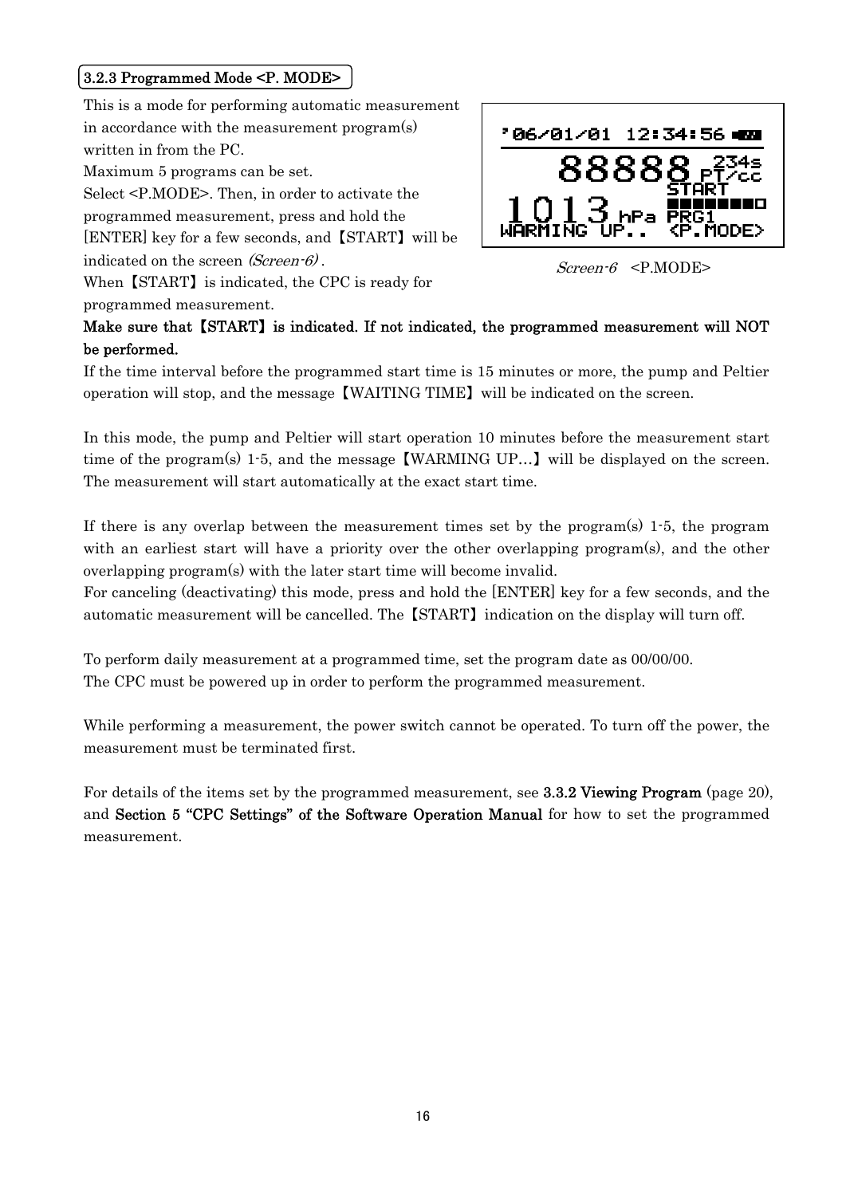### 3.2.3 Programmed Mode <P. MODE>

This is a mode for performing automatic measurement in accordance with the measurement program(s) written in from the PC.

Maximum 5 programs can be set.

Select <P.MODE>. Then, in order to activate the programmed measurement, press and hold the [ENTER] key for a few seconds, and【START】will be indicated on the screen *(Screen-6)*.

When【START】is indicated, the CPC is ready for programmed measurement.

*Screen-6* <P.MODE>

**Make sure that【START】is indicated. If not indicated, the programmed measurement will NOT be performed.**

If the time interval before the programmed start time is 15 minutes or more, the pump and Peltier operation will stop, and the message【WAITING TIME】will be indicated on the screen.

In this mode, the pump and Peltier will start operation 10 minutes before the measurement start time of the program(s) 1-5, and the message【WARMING UP…】will be displayed on the screen. The measurement will start automatically at the exact start time.

If there is any overlap between the measurement times set by the program(s) 1-5, the program with an earliest start will have a priority over the other overlapping program(s), and the other overlapping program(s) with the later start time will become invalid.

For canceling (deactivating) this mode, press and hold the [ENTER] key for a few seconds, and the automatic measurement will be cancelled. The【START】indication on the display will turn off.

To perform daily measurement at a programmed time, set the program date as 00/00/00.

The CPC must be powered up in order to perform the programmed measurement.

While performing a measurement, the power switch cannot be operated. To turn off the power, the measurement must be terminated first.

For details of the items set by the programmed measurement, see **3.3.2 Viewing Program** (page 20), and **Section 5 "CPC Settings" of the Software Operation Manual** for how to set the programmed measurement.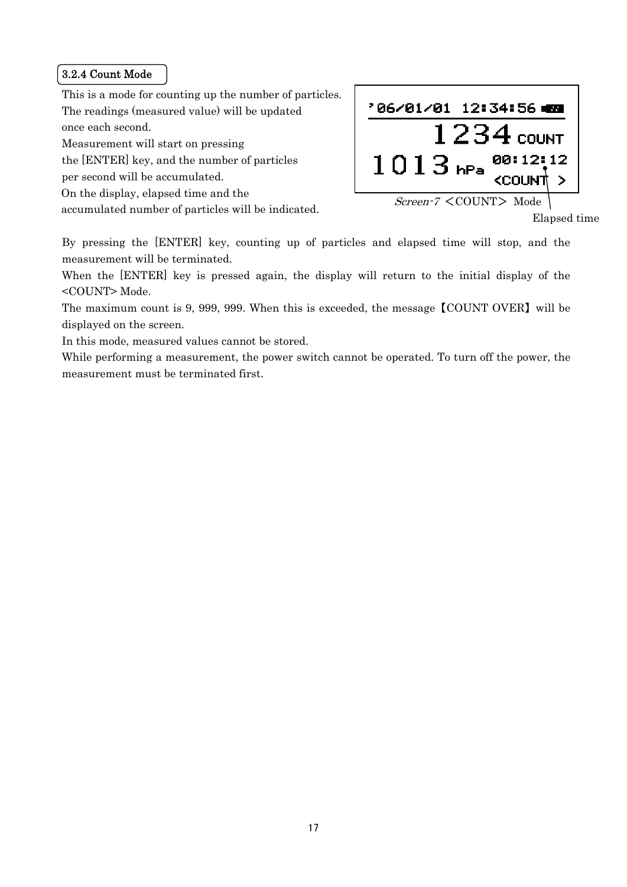### 3.2.4 Count Mode

This is a mode for counting up the number of particles. The readings (measured value) will be updated once each second.
Measurement will start on pressing the [ENTER] key, and the number of particles per second will be accumulated.
On the display, elapsed time and the accumulated number of particles will be indicated.

```
'06/01/01  12:34:56
            1234 COUNT
1013 hPa   00:12:12
           <COUNT >
```

*Screen-7* ＜COUNT＞ Mode

Elapsed time

By pressing the [ENTER] key, counting up of particles and elapsed time will stop, and the measurement will be terminated.
When the [ENTER] key is pressed again, the display will return to the initial display of the <COUNT> Mode.
The maximum count is 9, 999, 999. When this is exceeded, the message【COUNT OVER】will be displayed on the screen.
In this mode, measured values cannot be stored.
While performing a measurement, the power switch cannot be operated. To turn off the power, the measurement must be terminated first.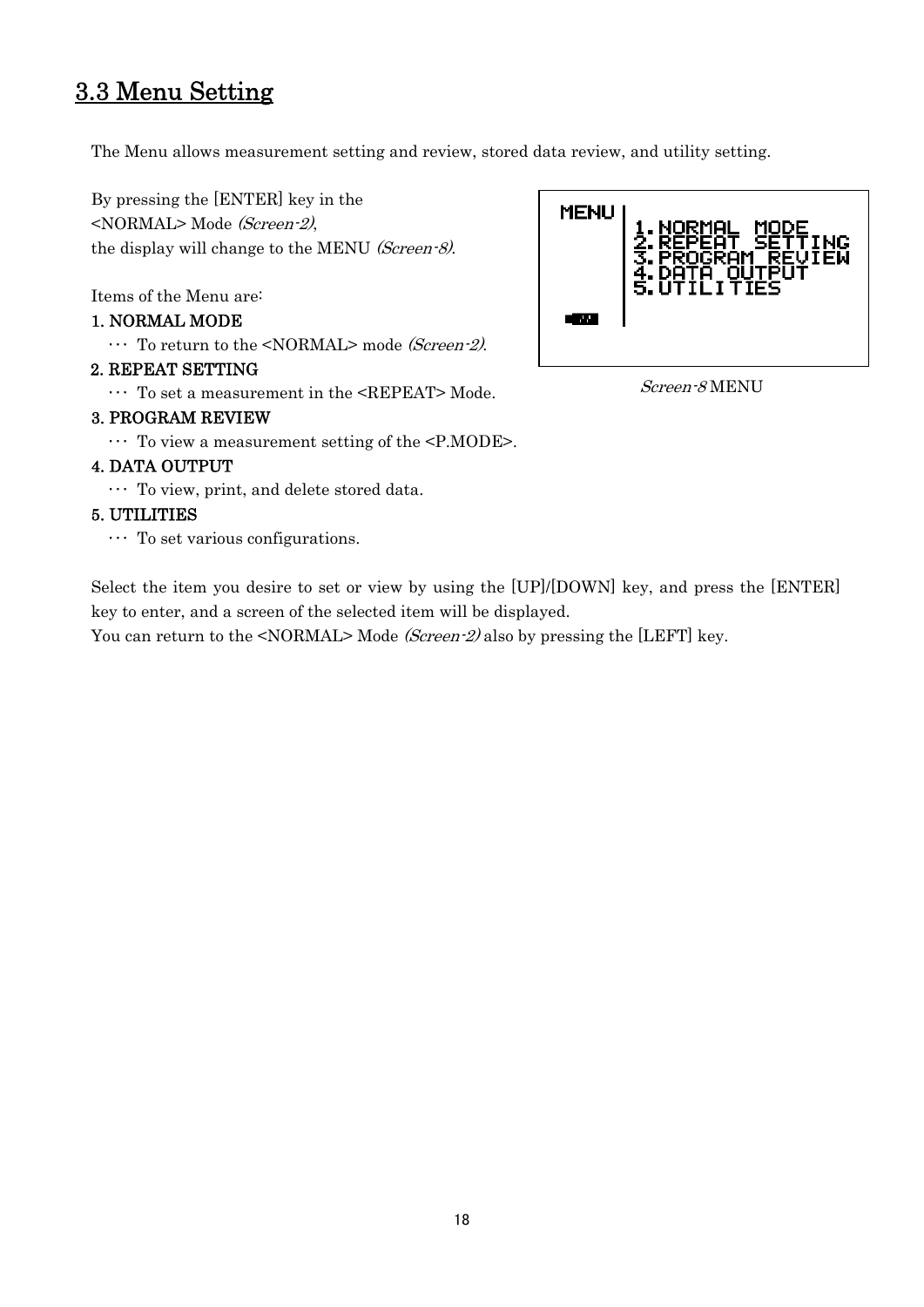## 3.3 Menu Setting

The Menu allows measurement setting and review, stored data review, and utility setting.

By pressing the [ENTER] key in the <NORMAL> Mode *(Screen-2)*, the display will change to the MENU *(Screen-8)*.

```
MENU | 1.NORMAL MODE
     | 2.REPEAT SETTING
     | 3.PROGRAM REVIEW
     | 4.DATA OUTPUT
     | 5.UTILITIES
```

*Screen-8* MENU

Items of the Menu are:

1. NORMAL MODE
   ･･･ To return to the <NORMAL> mode *(Screen-2)*.
2. REPEAT SETTING
   ･･･ To set a measurement in the <REPEAT> Mode.
3. PROGRAM REVIEW
   ･･･ To view a measurement setting of the <P.MODE>.
4. DATA OUTPUT
   ･･･ To view, print, and delete stored data.
5. UTILITIES
   ･･･ To set various configurations.

Select the item you desire to set or view by using the [UP]/[DOWN] key, and press the [ENTER] key to enter, and a screen of the selected item will be displayed.
You can return to the <NORMAL> Mode *(Screen-2)* also by pressing the [LEFT] key.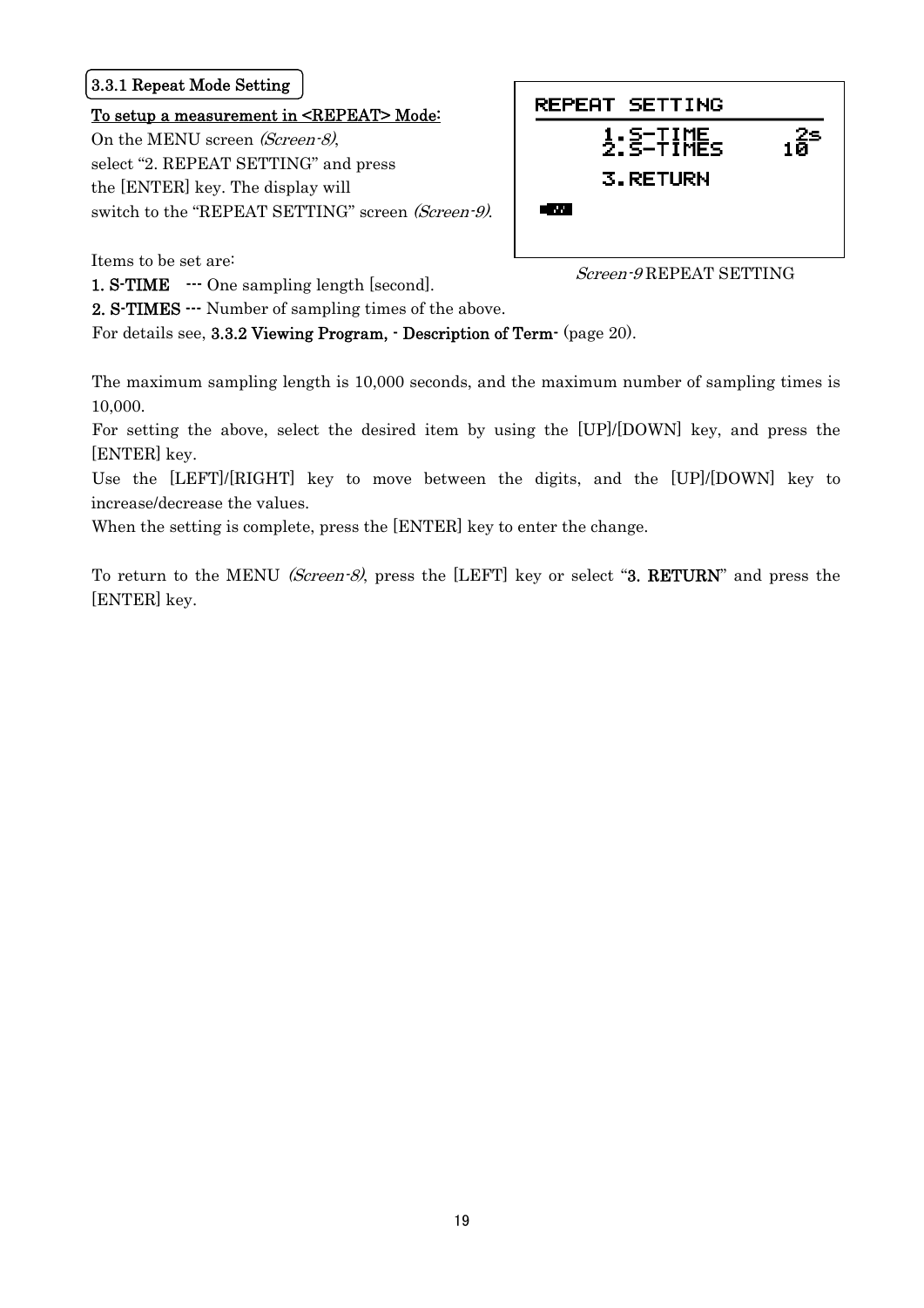### 3.3.1 Repeat Mode Setting

**To setup a measurement in <REPEAT> Mode:**

On the MENU screen *(Screen-8)*, select "2. REPEAT SETTING" and press the [ENTER] key. The display will switch to the "REPEAT SETTING" screen *(Screen-9)*.

```
REPEAT SETTING
    1.S-TIME      2s
    2.S-TIMES    10

    3.RETURN
```

*Screen-9* REPEAT SETTING

Items to be set are:

**1. S-TIME** --- One sampling length [second].
**2. S-TIMES** --- Number of sampling times of the above.
For details see, **3.3.2 Viewing Program, - Description of Term-** (page 20).

The maximum sampling length is 10,000 seconds, and the maximum number of sampling times is 10,000.

For setting the above, select the desired item by using the [UP]/[DOWN] key, and press the [ENTER] key.

Use the [LEFT]/[RIGHT] key to move between the digits, and the [UP]/[DOWN] key to increase/decrease the values.

When the setting is complete, press the [ENTER] key to enter the change.

To return to the MENU *(Screen-8)*, press the [LEFT] key or select "**3. RETURN**" and press the [ENTER] key.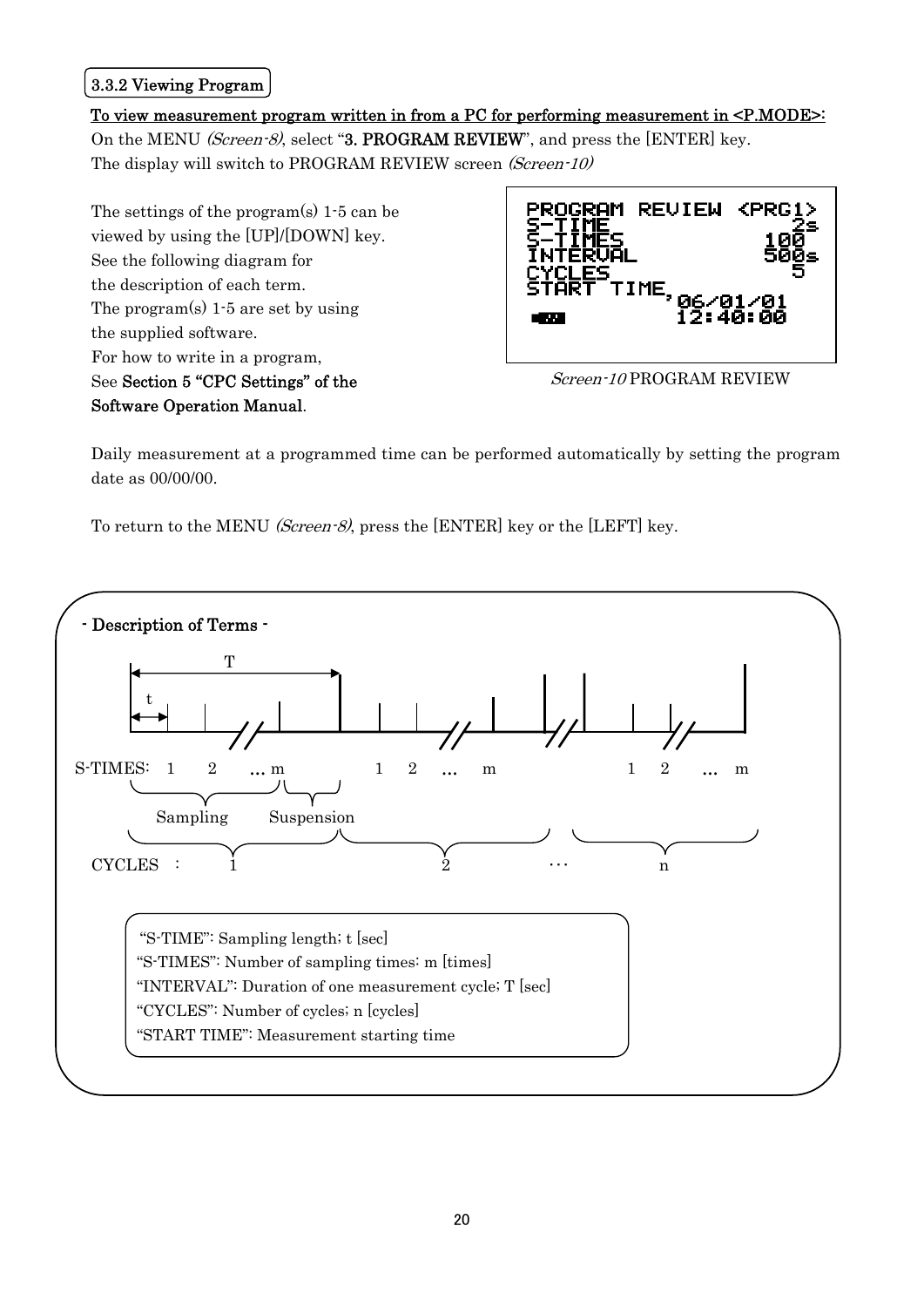### 3.3.2 Viewing Program

**To view measurement program written in from a PC for performing measurement in <P.MODE>:**

On the MENU *(Screen-8)*, select "**3. PROGRAM REVIEW**", and press the [ENTER] key.
The display will switch to PROGRAM REVIEW screen *(Screen-10)*

The settings of the program(s) 1-5 can be viewed by using the [UP]/[DOWN] key.
See the following diagram for the description of each term.
The program(s) 1-5 are set by using the supplied software.
For how to write in a program,
See **Section 5 "CPC Settings" of the Software Operation Manual**.

```
PROGRAM REVIEW <PRG1>
S-TIME              2s
S-TIMES            100
INTERVAL          500s
CYCLES               5
START TIME,  06/01/01
             12:40:00
```

*Screen-10* PROGRAM REVIEW

Daily measurement at a programmed time can be performed automatically by setting the program date as 00/00/00.

To return to the MENU *(Screen-8)*, press the [ENTER] key or the [LEFT] key.

**- Description of Terms -**

S-TIMES: 1 2 … m (Sampling), Suspension; 1 2 … m; 1 2 … m
CYCLES: 1, 2, …, n
(t = sampling length; T = duration of one cycle)

"S-TIME": Sampling length; t [sec]
"S-TIMES": Number of sampling times: m [times]
"INTERVAL": Duration of one measurement cycle; T [sec]
"CYCLES": Number of cycles; n [cycles]
"START TIME": Measurement starting time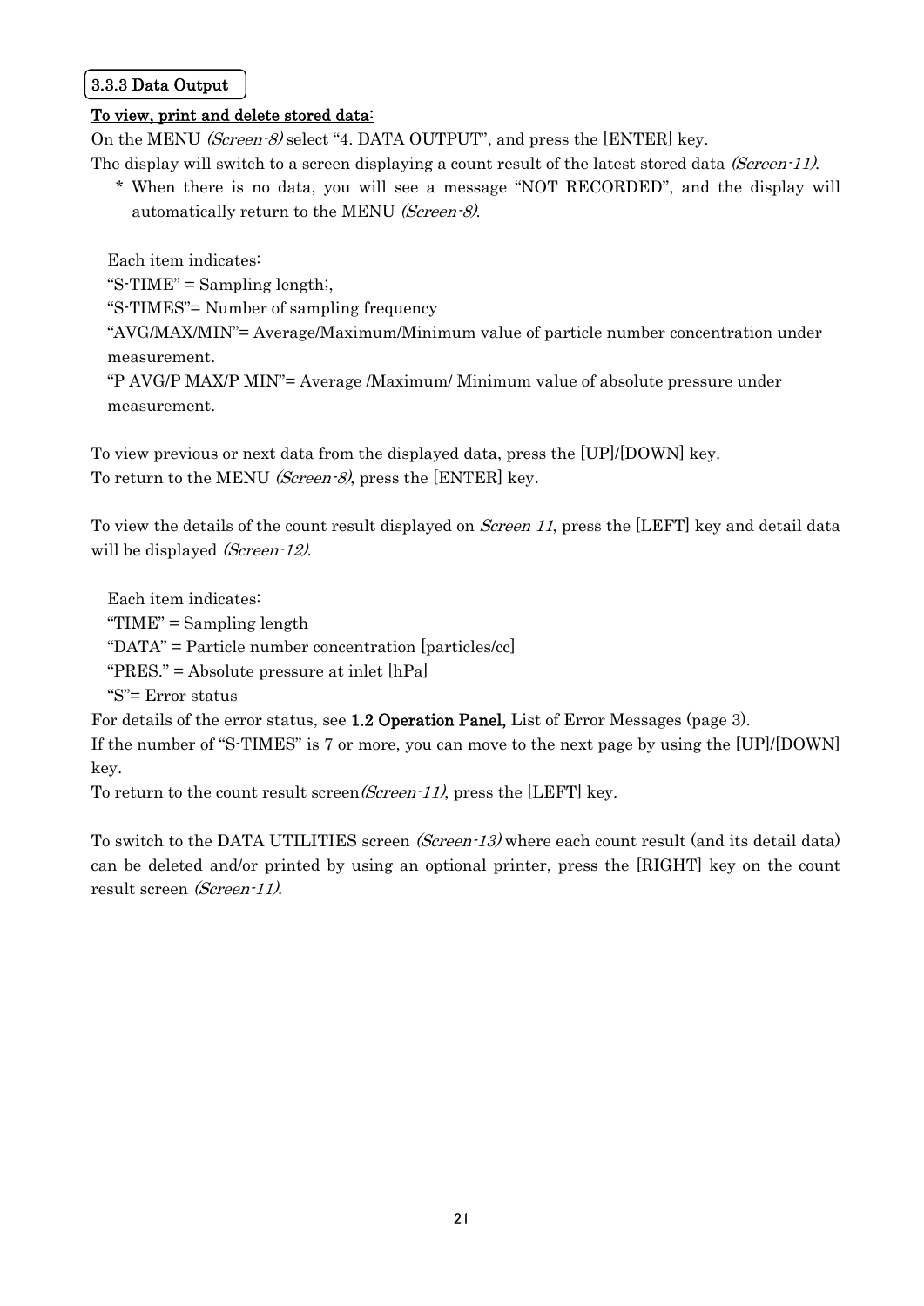### 3.3.3 Data Output

<u>To view, print and delete stored data:</u>

On the MENU *(Screen-8)* select “4. DATA OUTPUT”, and press the [ENTER] key.

The display will switch to a screen displaying a count result of the latest stored data *(Screen-11)*.

* When there is no data, you will see a message “NOT RECORDED”, and the display will automatically return to the MENU *(Screen-8)*.

Each item indicates:

“S-TIME” = Sampling length;,

“S-TIMES”= Number of sampling frequency

“AVG/MAX/MIN”= Average/Maximum/Minimum value of particle number concentration under measurement.

“P AVG/P MAX/P MIN”= Average /Maximum/ Minimum value of absolute pressure under measurement.

To view previous or next data from the displayed data, press the [UP]/[DOWN] key.

To return to the MENU *(Screen-8)*, press the [ENTER] key.

To view the details of the count result displayed on *Screen 11*, press the [LEFT] key and detail data will be displayed *(Screen-12)*.

Each item indicates:

“TIME” = Sampling length

“DATA” = Particle number concentration [particles/cc]

“PRES.” = Absolute pressure at inlet [hPa]

“S”= Error status

For details of the error status, see **1.2 Operation Panel,** List of Error Messages (page 3).

If the number of “S-TIMES” is 7 or more, you can move to the next page by using the [UP]/[DOWN] key.

To return to the count result screen*(Screen-11)*, press the [LEFT] key.

To switch to the DATA UTILITIES screen *(Screen-13)* where each count result (and its detail data) can be deleted and/or printed by using an optional printer, press the [RIGHT] key on the count result screen *(Screen-11)*.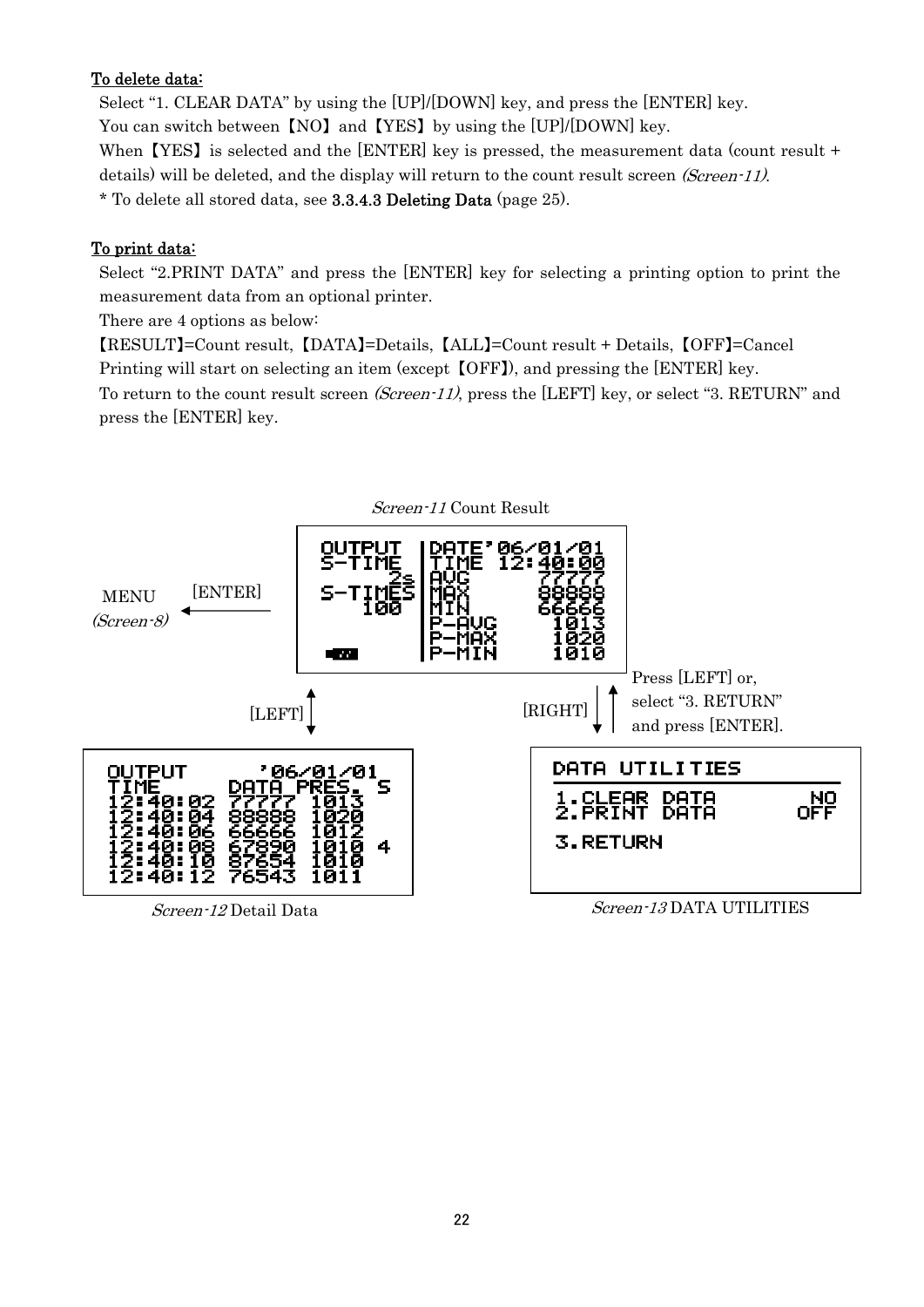**To delete data:**

Select “1. CLEAR DATA” by using the [UP]/[DOWN] key, and press the [ENTER] key.
You can switch between【NO】and【YES】by using the [UP]/[DOWN] key.
When【YES】is selected and the [ENTER] key is pressed, the measurement data (count result + details) will be deleted, and the display will return to the count result screen *(Screen-11)*.
* To delete all stored data, see **3.3.4.3 Deleting Data** (page 25).

**To print data:**

Select “2.PRINT DATA” and press the [ENTER] key for selecting a printing option to print the measurement data from an optional printer.
There are 4 options as below:
【RESULT】=Count result,【DATA】=Details,【ALL】=Count result + Details,【OFF】=Cancel
Printing will start on selecting an item (except【OFF】), and pressing the [ENTER] key.
To return to the count result screen *(Screen-11)*, press the [LEFT] key, or select “3. RETURN” and press the [ENTER] key.

*Screen-11* Count Result

```
OUTPUT  |DATE'06/01/01
S-TIME  |TIME 12:40:00
      2s|AVG      77777
S-TIMES |MAX      88888
   100  |MIN      66666
        |P-AVG     1013
        |P-MAX     1020
        |P-MIN     1010
```

MENU *(Screen-8)* ← [ENTER]

[LEFT] ↕ (Screen-11 ↔ Screen-12)

[RIGHT] ↕ Press [LEFT] or, select “3. RETURN” and press [ENTER]. (Screen-11 ↔ Screen-13)

```
OUTPUT      '06/01/01
TIME     DATA  PRES.  S
12:40:02 77777 1013
12:40:04 88888 1020
12:40:06 66666 1012
12:40:08 67890 1010 4
12:40:10 87654 1010
12:40:12 76543 1011
```

*Screen-12* Detail Data

```
DATA UTILITIES

1.CLEAR DATA        NO
2.PRINT DATA       OFF

3.RETURN
```

*Screen-13* DATA UTILITIES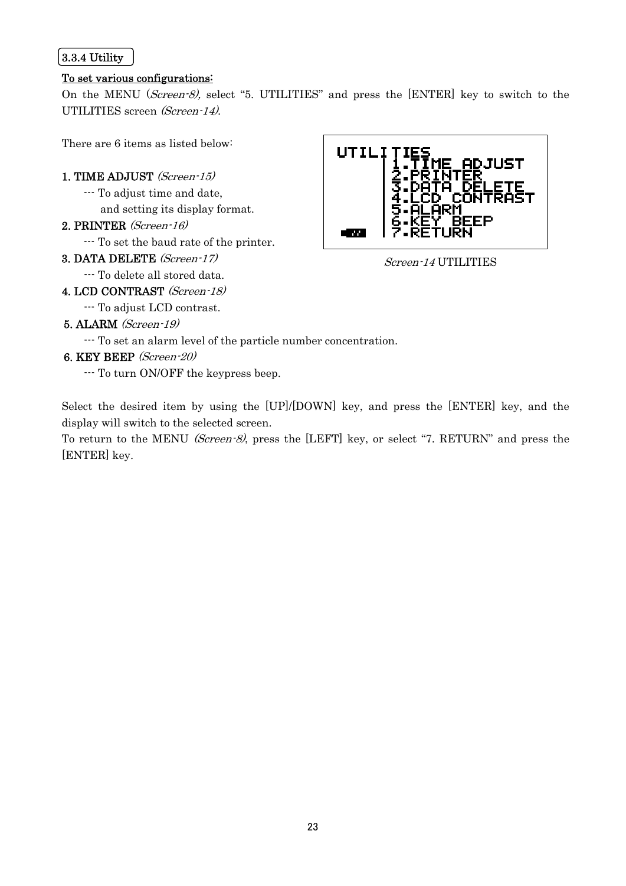### 3.3.4 Utility

**To set various configurations:**

On the MENU (*Screen-8*), select "5. UTILITIES" and press the [ENTER] key to switch to the UTILITIES screen (*Screen-14*).

There are 6 items as listed below:

```
UTILITIES
     |1.TIME ADJUST
     |2.PRINTER
     |3.DATA DELETE
     |4.LCD CONTRAST
     |5.ALARM
     |6.KEY BEEP
     |7.RETURN
```

*Screen-14* UTILITIES

1. TIME ADJUST (*Screen-15*)
   --- To adjust time and date, and setting its display format.
2. PRINTER (*Screen-16*)
   --- To set the baud rate of the printer.
3. DATA DELETE (*Screen-17*)
   --- To delete all stored data.
4. LCD CONTRAST (*Screen-18*)
   --- To adjust LCD contrast.
5. ALARM (*Screen-19*)
   --- To set an alarm level of the particle number concentration.
6. KEY BEEP (*Screen-20*)
   --- To turn ON/OFF the keypress beep.

Select the desired item by using the [UP]/[DOWN] key, and press the [ENTER] key, and the display will switch to the selected screen.

To return to the MENU (*Screen-8*), press the [LEFT] key, or select "7. RETURN" and press the [ENTER] key.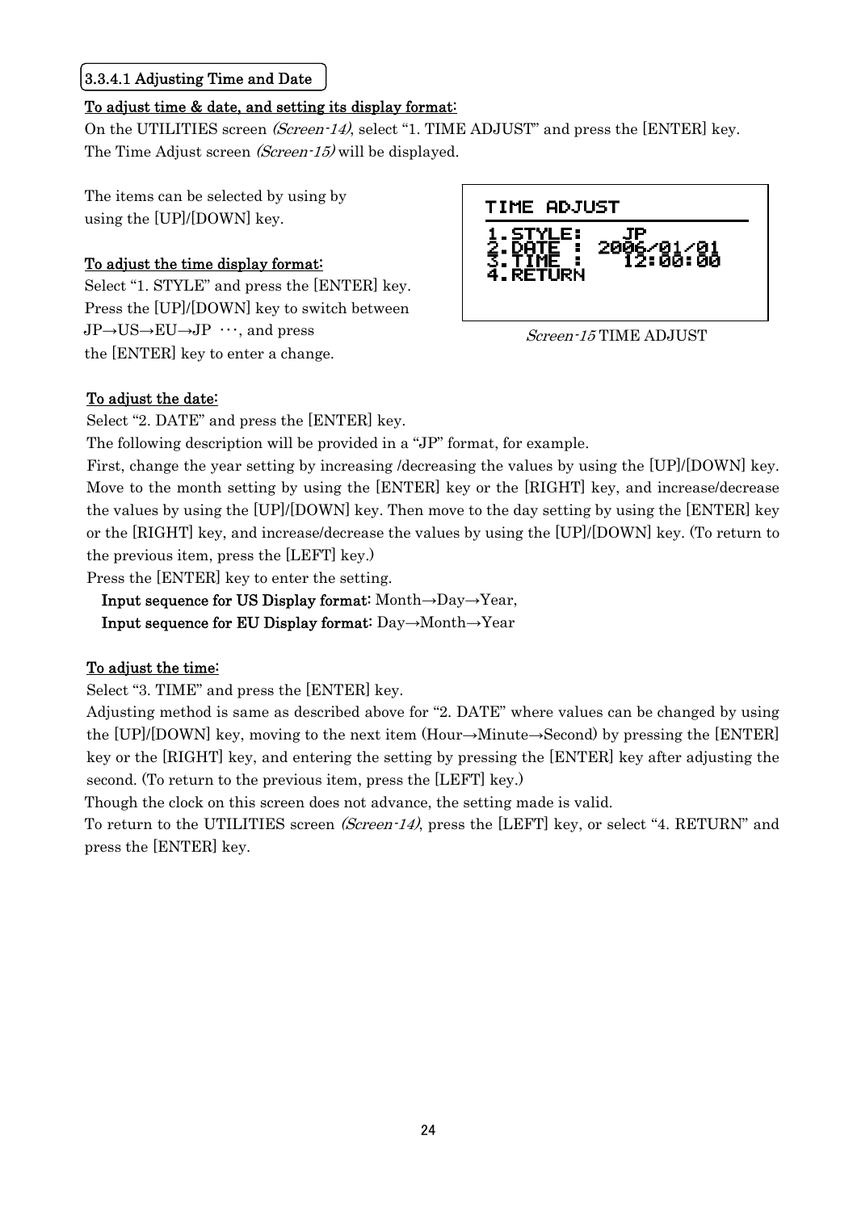### 3.3.4.1 Adjusting Time and Date

**To adjust time & date, and setting its display format:**

On the UTILITIES screen *(Screen-14)*, select "1. TIME ADJUST" and press the [ENTER] key. The Time Adjust screen *(Screen-15)* will be displayed.

The items can be selected by using by using the [UP]/[DOWN] key.

**To adjust the time display format:**

Select "1. STYLE" and press the [ENTER] key. Press the [UP]/[DOWN] key to switch between JP→US→EU→JP ･･･, and press the [ENTER] key to enter a change.

```
TIME ADJUST
1.STYLE:    JP
2.DATE :  2006/01/01
3.TIME :    12:00:00
4.RETURN
```

*Screen-15* TIME ADJUST

**To adjust the date:**

Select "2. DATE" and press the [ENTER] key.

The following description will be provided in a "JP" format, for example.

First, change the year setting by increasing /decreasing the values by using the [UP]/[DOWN] key. Move to the month setting by using the [ENTER] key or the [RIGHT] key, and increase/decrease the values by using the [UP]/[DOWN] key. Then move to the day setting by using the [ENTER] key or the [RIGHT] key, and increase/decrease the values by using the [UP]/[DOWN] key. (To return to the previous item, press the [LEFT] key.)

Press the [ENTER] key to enter the setting.

**Input sequence for US Display format:** Month→Day→Year,

**Input sequence for EU Display format:** Day→Month→Year

**To adjust the time:**

Select "3. TIME" and press the [ENTER] key.

Adjusting method is same as described above for "2. DATE" where values can be changed by using the [UP]/[DOWN] key, moving to the next item (Hour→Minute→Second) by pressing the [ENTER] key or the [RIGHT] key, and entering the setting by pressing the [ENTER] key after adjusting the second. (To return to the previous item, press the [LEFT] key.)

Though the clock on this screen does not advance, the setting made is valid.

To return to the UTILITIES screen *(Screen-14)*, press the [LEFT] key, or select "4. RETURN" and press the [ENTER] key.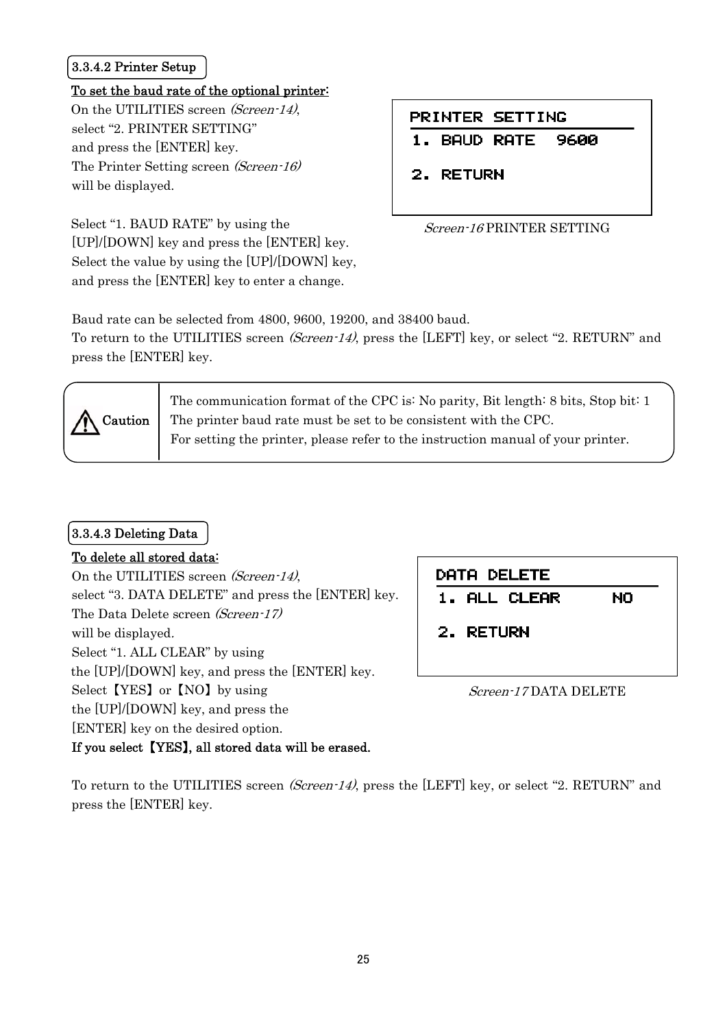### 3.3.4.2 Printer Setup

**To set the baud rate of the optional printer:**

On the UTILITIES screen *(Screen-14)*, select "2. PRINTER SETTING" and press the [ENTER] key. The Printer Setting screen *(Screen-16)* will be displayed.

```
PRINTER SETTING
1. BAUD RATE  9600

2. RETURN
```

*Screen-16* PRINTER SETTING

Select "1. BAUD RATE" by using the [UP]/[DOWN] key and press the [ENTER] key. Select the value by using the [UP]/[DOWN] key, and press the [ENTER] key to enter a change.

Baud rate can be selected from 4800, 9600, 19200, and 38400 baud.
To return to the UTILITIES screen *(Screen-14)*, press the [LEFT] key, or select "2. RETURN" and press the [ENTER] key.

| ⚠ Caution | The communication format of the CPC is: No parity, Bit length: 8 bits, Stop bit: 1<br>The printer baud rate must be set to be consistent with the CPC.<br>For setting the printer, please refer to the instruction manual of your printer. |
|---|---|

### 3.3.4.3 Deleting Data

**To delete all stored data:**

On the UTILITIES screen *(Screen-14)*, select "3. DATA DELETE" and press the [ENTER] key. The Data Delete screen *(Screen-17)* will be displayed.
Select "1. ALL CLEAR" by using the [UP]/[DOWN] key, and press the [ENTER] key.
Select 【YES】 or 【NO】 by using the [UP]/[DOWN] key, and press the [ENTER] key on the desired option.
**If you select 【YES】, all stored data will be erased.**

```
DATA DELETE
1. ALL CLEAR     NO

2. RETURN
```

*Screen-17* DATA DELETE

To return to the UTILITIES screen *(Screen-14)*, press the [LEFT] key, or select "2. RETURN" and press the [ENTER] key.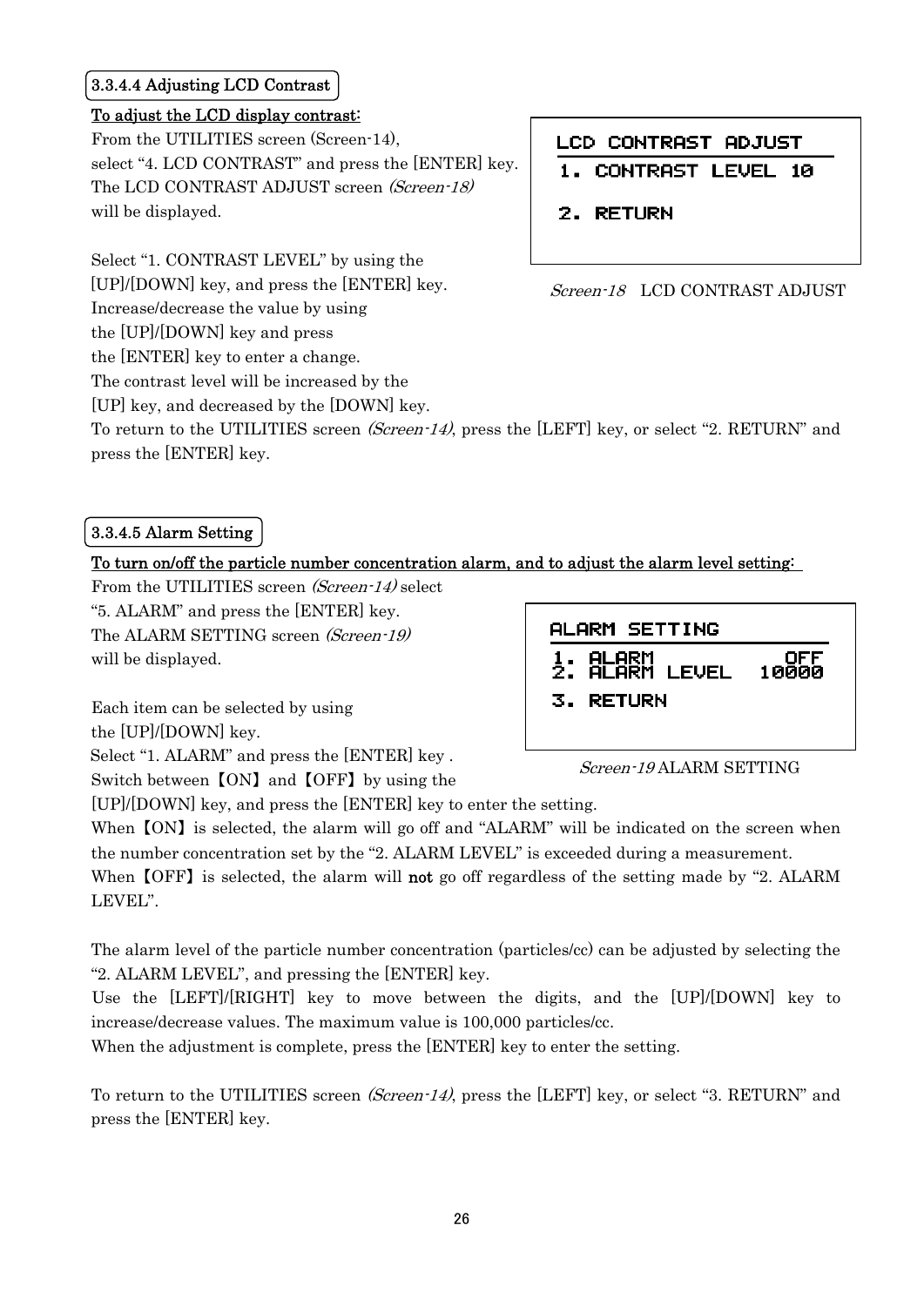### 3.3.4.4 Adjusting LCD Contrast

**To adjust the LCD display contrast:**

From the UTILITIES screen (Screen-14), select "4. LCD CONTRAST" and press the [ENTER] key. The LCD CONTRAST ADJUST screen *(Screen-18)* will be displayed.

```
LCD CONTRAST ADJUST
1. CONTRAST LEVEL 10

2. RETURN
```

*Screen-18* LCD CONTRAST ADJUST

Select "1. CONTRAST LEVEL" by using the [UP]/[DOWN] key, and press the [ENTER] key. Increase/decrease the value by using the [UP]/[DOWN] key and press the [ENTER] key to enter a change. The contrast level will be increased by the [UP] key, and decreased by the [DOWN] key.

To return to the UTILITIES screen *(Screen-14)*, press the [LEFT] key, or select "2. RETURN" and press the [ENTER] key.

### 3.3.4.5 Alarm Setting

**To turn on/off the particle number concentration alarm, and to adjust the alarm level setting:**

From the UTILITIES screen *(Screen-14)* select "5. ALARM" and press the [ENTER] key. The ALARM SETTING screen *(Screen-19)* will be displayed.

```
ALARM SETTING
1. ALARM            OFF
2. ALARM LEVEL    10000

3. RETURN
```

*Screen-19* ALARM SETTING

Each item can be selected by using the [UP]/[DOWN] key.

Select "1. ALARM" and press the [ENTER] key . Switch between【ON】and【OFF】by using the [UP]/[DOWN] key, and press the [ENTER] key to enter the setting.

When【ON】is selected, the alarm will go off and "ALARM" will be indicated on the screen when the number concentration set by the "2. ALARM LEVEL" is exceeded during a measurement.

When【OFF】is selected, the alarm will **not** go off regardless of the setting made by "2. ALARM LEVEL".

The alarm level of the particle number concentration (particles/cc) can be adjusted by selecting the "2. ALARM LEVEL", and pressing the [ENTER] key.

Use the [LEFT]/[RIGHT] key to move between the digits, and the [UP]/[DOWN] key to increase/decrease values. The maximum value is 100,000 particles/cc.

When the adjustment is complete, press the [ENTER] key to enter the setting.

To return to the UTILITIES screen *(Screen-14)*, press the [LEFT] key, or select "3. RETURN" and press the [ENTER] key.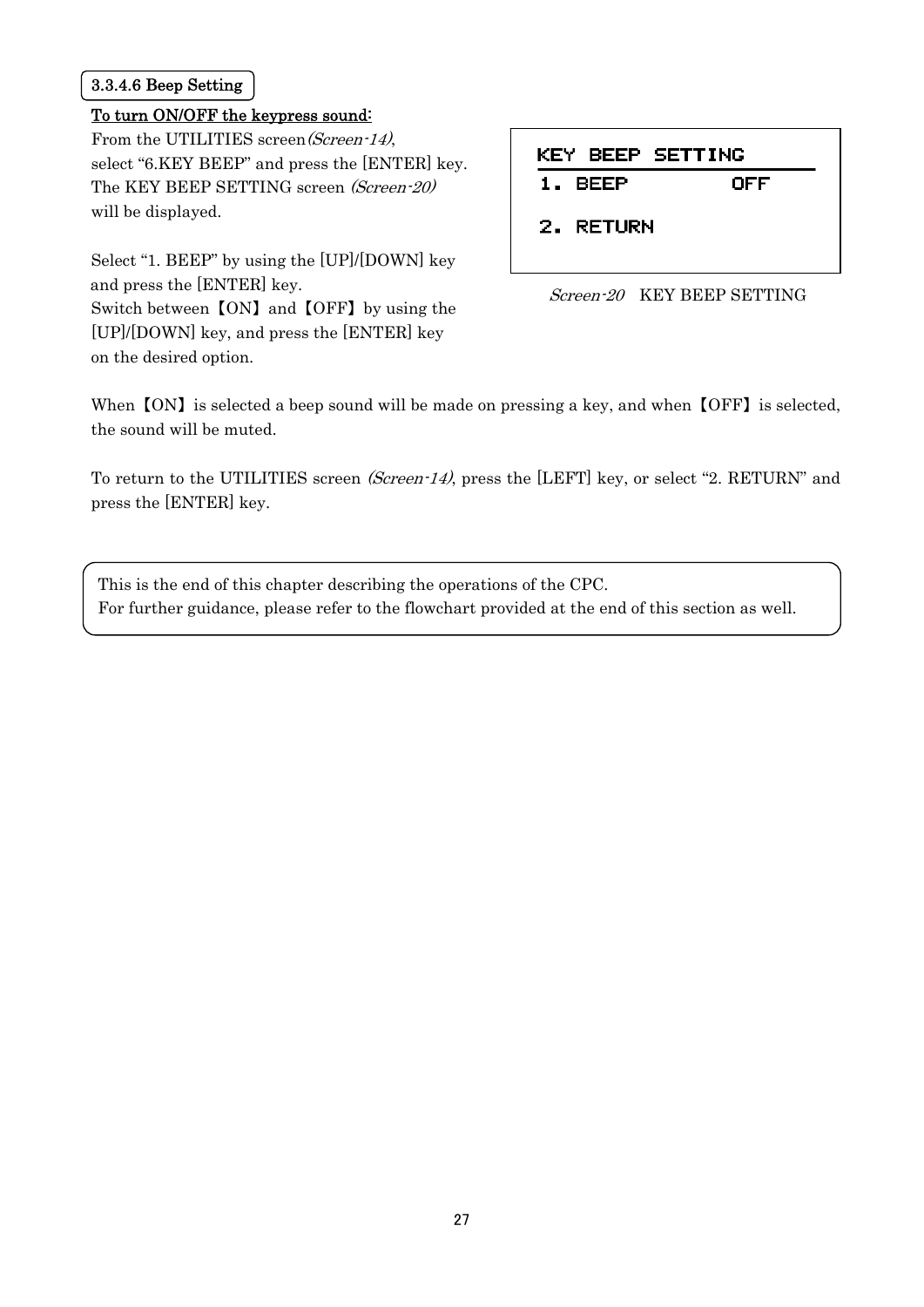### 3.3.4.6 Beep Setting

**To turn ON/OFF the keypress sound:**

From the UTILITIES screen *(Screen-14)*, select “6.KEY BEEP” and press the [ENTER] key. The KEY BEEP SETTING screen *(Screen-20)* will be displayed.

Select “1. BEEP” by using the [UP]/[DOWN] key and press the [ENTER] key.
Switch between【ON】and【OFF】by using the [UP]/[DOWN] key, and press the [ENTER] key on the desired option.

```
KEY BEEP SETTING
1. BEEP          OFF

2. RETURN
```

*Screen-20*　KEY BEEP SETTING

When【ON】is selected a beep sound will be made on pressing a key, and when【OFF】is selected, the sound will be muted.

To return to the UTILITIES screen *(Screen-14)*, press the [LEFT] key, or select “2. RETURN” and press the [ENTER] key.

> This is the end of this chapter describing the operations of the CPC.
> For further guidance, please refer to the flowchart provided at the end of this section as well.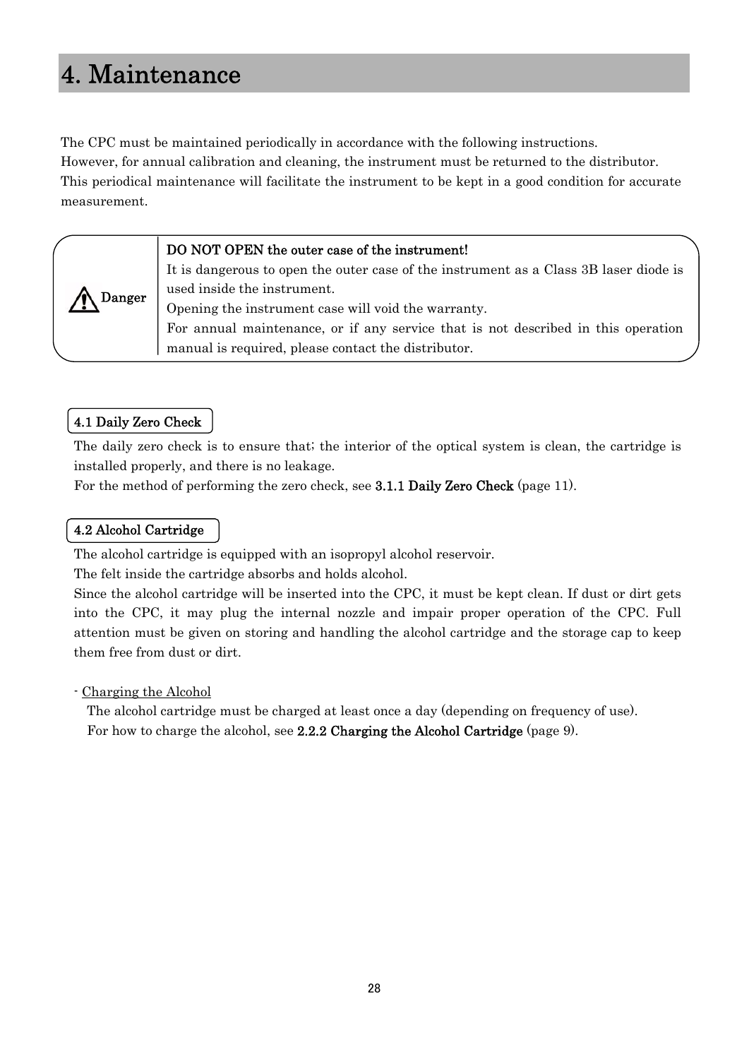# 4. Maintenance

The CPC must be maintained periodically in accordance with the following instructions.
However, for annual calibration and cleaning, the instrument must be returned to the distributor.
This periodical maintenance will facilitate the instrument to be kept in a good condition for accurate measurement.

| ⚠ Danger | **DO NOT OPEN the outer case of the instrument!**<br>It is dangerous to open the outer case of the instrument as a Class 3B laser diode is used inside the instrument.<br>Opening the instrument case will void the warranty.<br>For annual maintenance, or if any service that is not described in this operation manual is required, please contact the distributor. |
|---|---|

### 4.1 Daily Zero Check

The daily zero check is to ensure that; the interior of the optical system is clean, the cartridge is installed properly, and there is no leakage.
For the method of performing the zero check, see **3.1.1 Daily Zero Check** (page 11).

### 4.2 Alcohol Cartridge

The alcohol cartridge is equipped with an isopropyl alcohol reservoir.
The felt inside the cartridge absorbs and holds alcohol.
Since the alcohol cartridge will be inserted into the CPC, it must be kept clean. If dust or dirt gets into the CPC, it may plug the internal nozzle and impair proper operation of the CPC. Full attention must be given on storing and handling the alcohol cartridge and the storage cap to keep them free from dust or dirt.

- Charging the Alcohol

  The alcohol cartridge must be charged at least once a day (depending on frequency of use).
  For how to charge the alcohol, see **2.2.2 Charging the Alcohol Cartridge** (page 9).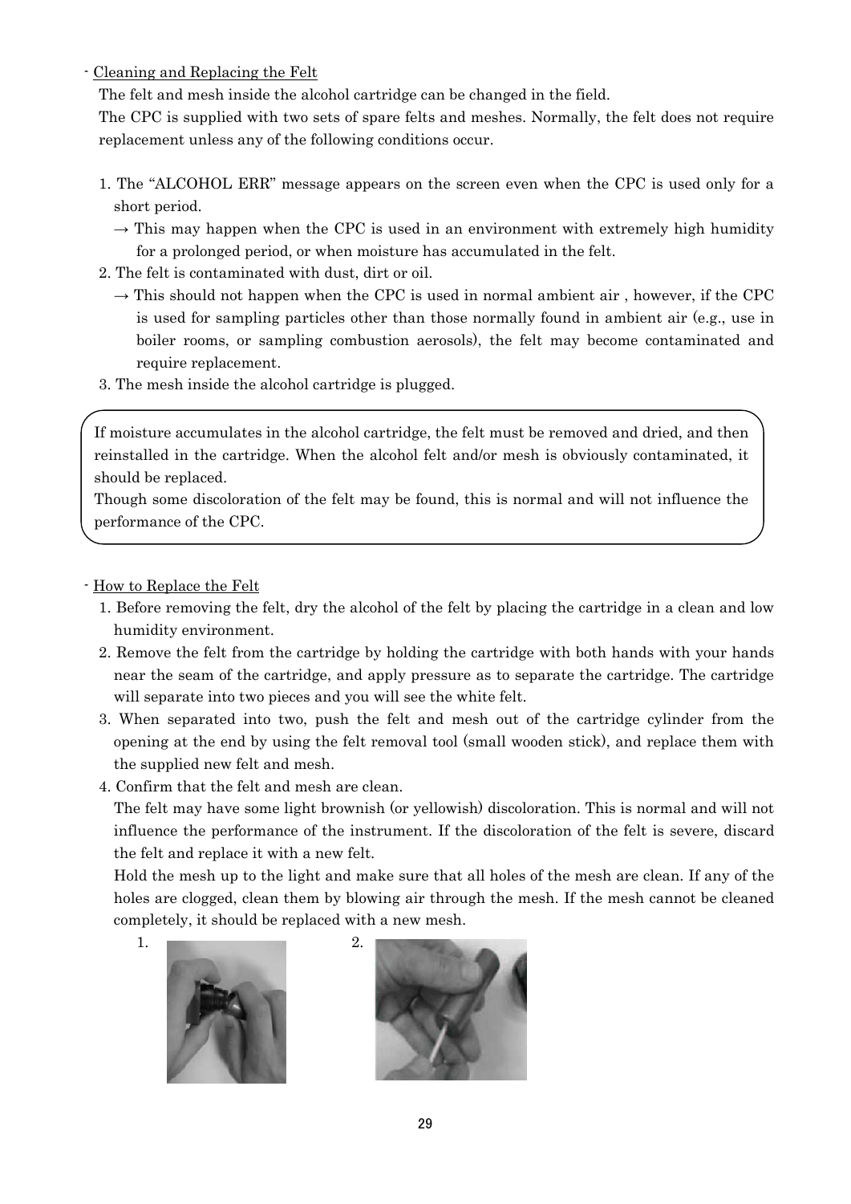- Cleaning and Replacing the Felt

The felt and mesh inside the alcohol cartridge can be changed in the field.

The CPC is supplied with two sets of spare felts and meshes. Normally, the felt does not require replacement unless any of the following conditions occur.

1. The "ALCOHOL ERR" message appears on the screen even when the CPC is used only for a short period.
   → This may happen when the CPC is used in an environment with extremely high humidity for a prolonged period, or when moisture has accumulated in the felt.
2. The felt is contaminated with dust, dirt or oil.
   → This should not happen when the CPC is used in normal ambient air , however, if the CPC is used for sampling particles other than those normally found in ambient air (e.g., use in boiler rooms, or sampling combustion aerosols), the felt may become contaminated and require replacement.
3. The mesh inside the alcohol cartridge is plugged.

> If moisture accumulates in the alcohol cartridge, the felt must be removed and dried, and then reinstalled in the cartridge. When the alcohol felt and/or mesh is obviously contaminated, it should be replaced.
> Though some discoloration of the felt may be found, this is normal and will not influence the performance of the CPC.

- How to Replace the Felt

1. Before removing the felt, dry the alcohol of the felt by placing the cartridge in a clean and low humidity environment.
2. Remove the felt from the cartridge by holding the cartridge with both hands with your hands near the seam of the cartridge, and apply pressure as to separate the cartridge. The cartridge will separate into two pieces and you will see the white felt.
3. When separated into two, push the felt and mesh out of the cartridge cylinder from the opening at the end by using the felt removal tool (small wooden stick), and replace them with the supplied new felt and mesh.
4. Confirm that the felt and mesh are clean.
   The felt may have some light brownish (or yellowish) discoloration. This is normal and will not influence the performance of the instrument. If the discoloration of the felt is severe, discard the felt and replace it with a new felt.
   Hold the mesh up to the light and make sure that all holes of the mesh are clean. If any of the holes are clogged, clean them by blowing air through the mesh. If the mesh cannot be cleaned completely, it should be replaced with a new mesh.

1. 2.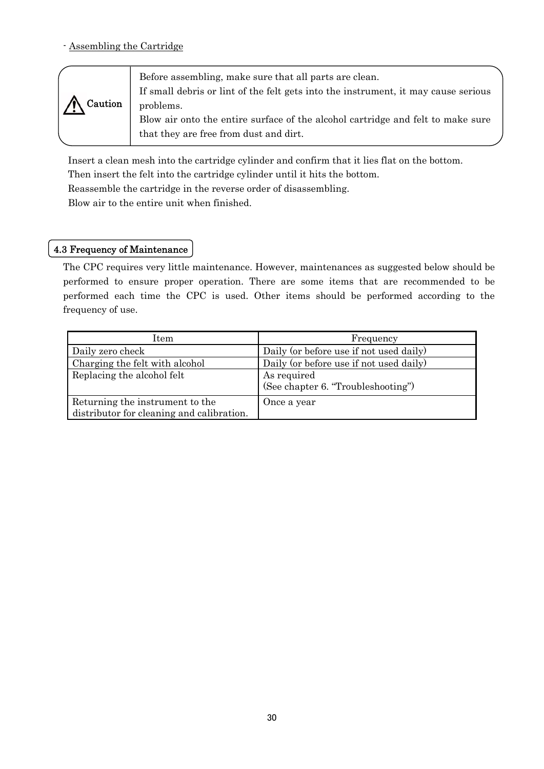- Assembling the Cartridge

> **⚠ Caution**
>
> Before assembling, make sure that all parts are clean.
> If small debris or lint of the felt gets into the instrument, it may cause serious problems.
> Blow air onto the entire surface of the alcohol cartridge and felt to make sure that they are free from dust and dirt.

Insert a clean mesh into the cartridge cylinder and confirm that it lies flat on the bottom.
Then insert the felt into the cartridge cylinder until it hits the bottom.
Reassemble the cartridge in the reverse order of disassembling.
Blow air to the entire unit when finished.

## 4.3 Frequency of Maintenance

The CPC requires very little maintenance. However, maintenances as suggested below should be performed to ensure proper operation. There are some items that are recommended to be performed each time the CPC is used. Other items should be performed according to the frequency of use.

| Item | Frequency |
|---|---|
| Daily zero check | Daily (or before use if not used daily) |
| Charging the felt with alcohol | Daily (or before use if not used daily) |
| Replacing the alcohol felt | As required<br>(See chapter 6. "Troubleshooting") |
| Returning the instrument to the distributor for cleaning and calibration. | Once a year |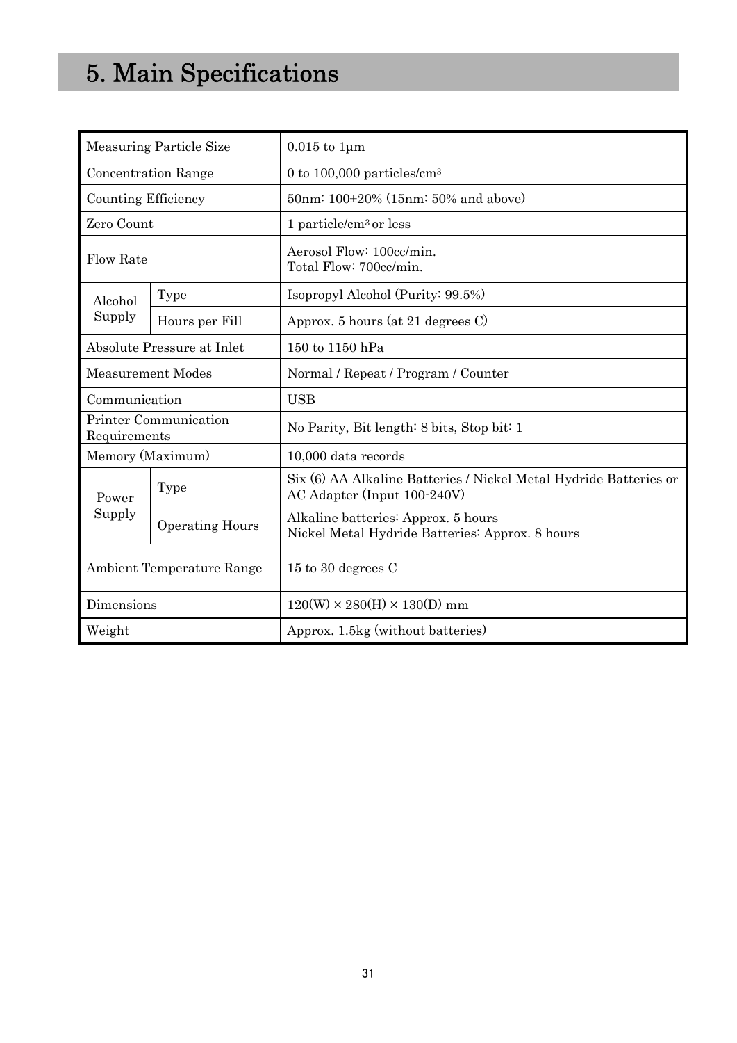# 5. Main Specifications

| | | |
|---|---|---|
| Measuring Particle Size | | 0.015 to 1μm |
| Concentration Range | | 0 to 100,000 particles/cm$^3$ |
| Counting Efficiency | | 50nm: 100±20% (15nm: 50% and above) |
| Zero Count | | 1 particle/cm$^3$ or less |
| Flow Rate | | Aerosol Flow: 100cc/min.<br>Total Flow: 700cc/min. |
| Alcohol Supply | Type | Isopropyl Alcohol (Purity: 99.5%) |
| | Hours per Fill | Approx. 5 hours (at 21 degrees C) |
| Absolute Pressure at Inlet | | 150 to 1150 hPa |
| Measurement Modes | | Normal / Repeat / Program / Counter |
| Communication | | USB |
| Printer Communication Requirements | | No Parity, Bit length: 8 bits, Stop bit: 1 |
| Memory (Maximum) | | 10,000 data records |
| Power Supply | Type | Six (6) AA Alkaline Batteries / Nickel Metal Hydride Batteries or AC Adapter (Input 100-240V) |
| | Operating Hours | Alkaline batteries: Approx. 5 hours<br>Nickel Metal Hydride Batteries: Approx. 8 hours |
| Ambient Temperature Range | | 15 to 30 degrees C |
| Dimensions | | 120(W) × 280(H) × 130(D) mm |
| Weight | | Approx. 1.5kg (without batteries) |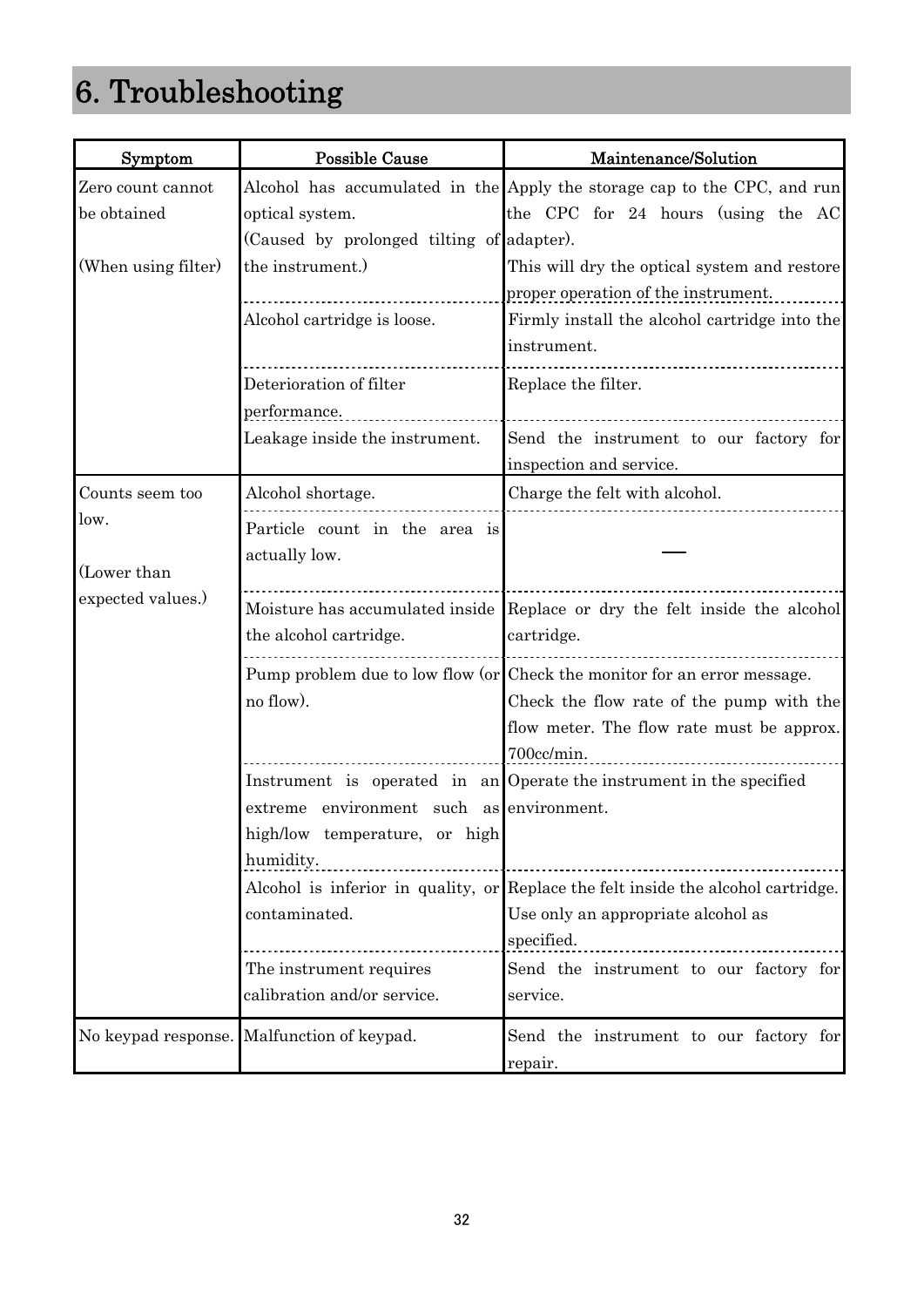# 6. Troubleshooting

| Symptom | Possible Cause | Maintenance/Solution |
|---|---|---|
| Zero count cannot be obtained<br><br>(When using filter) | Alcohol has accumulated in the optical system.<br>(Caused by prolonged tilting of the instrument.) | Apply the storage cap to the CPC, and run the CPC for 24 hours (using the AC adapter).<br>This will dry the optical system and restore proper operation of the instrument. |
| | Alcohol cartridge is loose. | Firmly install the alcohol cartridge into the instrument. |
| | Deterioration of filter performance. | Replace the filter. |
| | Leakage inside the instrument. | Send the instrument to our factory for inspection and service. |
| Counts seem too low.<br><br>(Lower than expected values.) | Alcohol shortage. | Charge the felt with alcohol. |
| | Particle count in the area is actually low. | — |
| | Moisture has accumulated inside the alcohol cartridge. | Replace or dry the felt inside the alcohol cartridge. |
| | Pump problem due to low flow (or no flow). | Check the monitor for an error message.<br>Check the flow rate of the pump with the flow meter. The flow rate must be approx. 700cc/min. |
| | Instrument is operated in an extreme environment such as high/low temperature, or high humidity. | Operate the instrument in the specified environment. |
| | Alcohol is inferior in quality, or contaminated. | Replace the felt inside the alcohol cartridge.<br>Use only an appropriate alcohol as specified. |
| | The instrument requires calibration and/or service. | Send the instrument to our factory for service. |
| No keypad response. | Malfunction of keypad. | Send the instrument to our factory for repair. |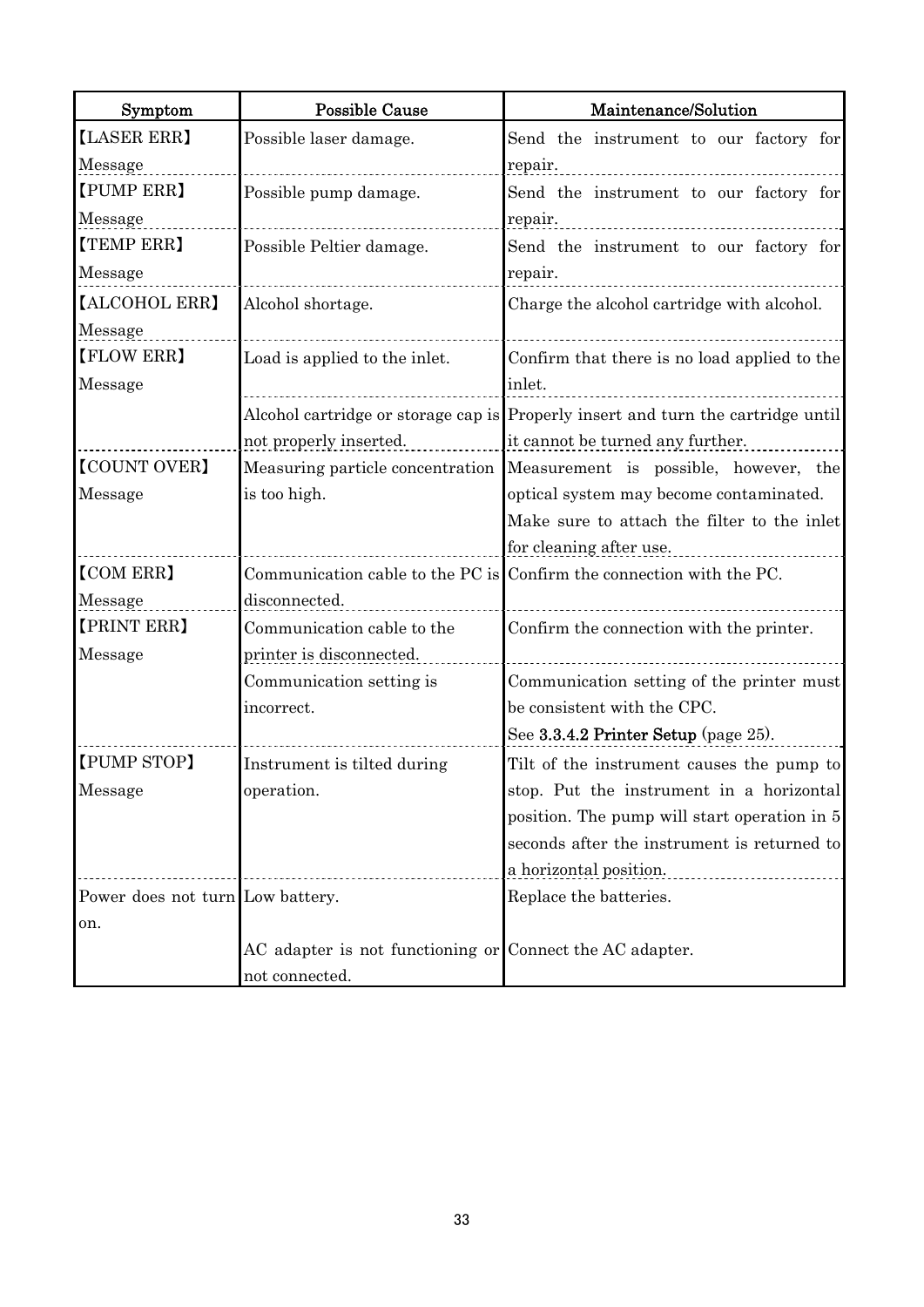| Symptom | Possible Cause | Maintenance/Solution |
|---|---|---|
| 【LASER ERR】 Message | Possible laser damage. | Send the instrument to our factory for repair. |
| 【PUMP ERR】 Message | Possible pump damage. | Send the instrument to our factory for repair. |
| 【TEMP ERR】 Message | Possible Peltier damage. | Send the instrument to our factory for repair. |
| 【ALCOHOL ERR】 Message | Alcohol shortage. | Charge the alcohol cartridge with alcohol. |
| 【FLOW ERR】 Message | Load is applied to the inlet. | Confirm that there is no load applied to the inlet. |
| | Alcohol cartridge or storage cap is not properly inserted. | Properly insert and turn the cartridge until it cannot be turned any further. |
| 【COUNT OVER】 Message | Measuring particle concentration is too high. | Measurement is possible, however, the optical system may become contaminated. Make sure to attach the filter to the inlet for cleaning after use. |
| 【COM ERR】 Message | Communication cable to the PC is disconnected. | Confirm the connection with the PC. |
| 【PRINT ERR】 Message | Communication cable to the printer is disconnected. | Confirm the connection with the printer. |
| | Communication setting is incorrect. | Communication setting of the printer must be consistent with the CPC. See **3.3.4.2 Printer Setup** (page 25). |
| 【PUMP STOP】 Message | Instrument is tilted during operation. | Tilt of the instrument causes the pump to stop. Put the instrument in a horizontal position. The pump will start operation in 5 seconds after the instrument is returned to a horizontal position. |
| Power does not turn on. | Low battery. | Replace the batteries. |
| | AC adapter is not functioning or not connected. | Connect the AC adapter. |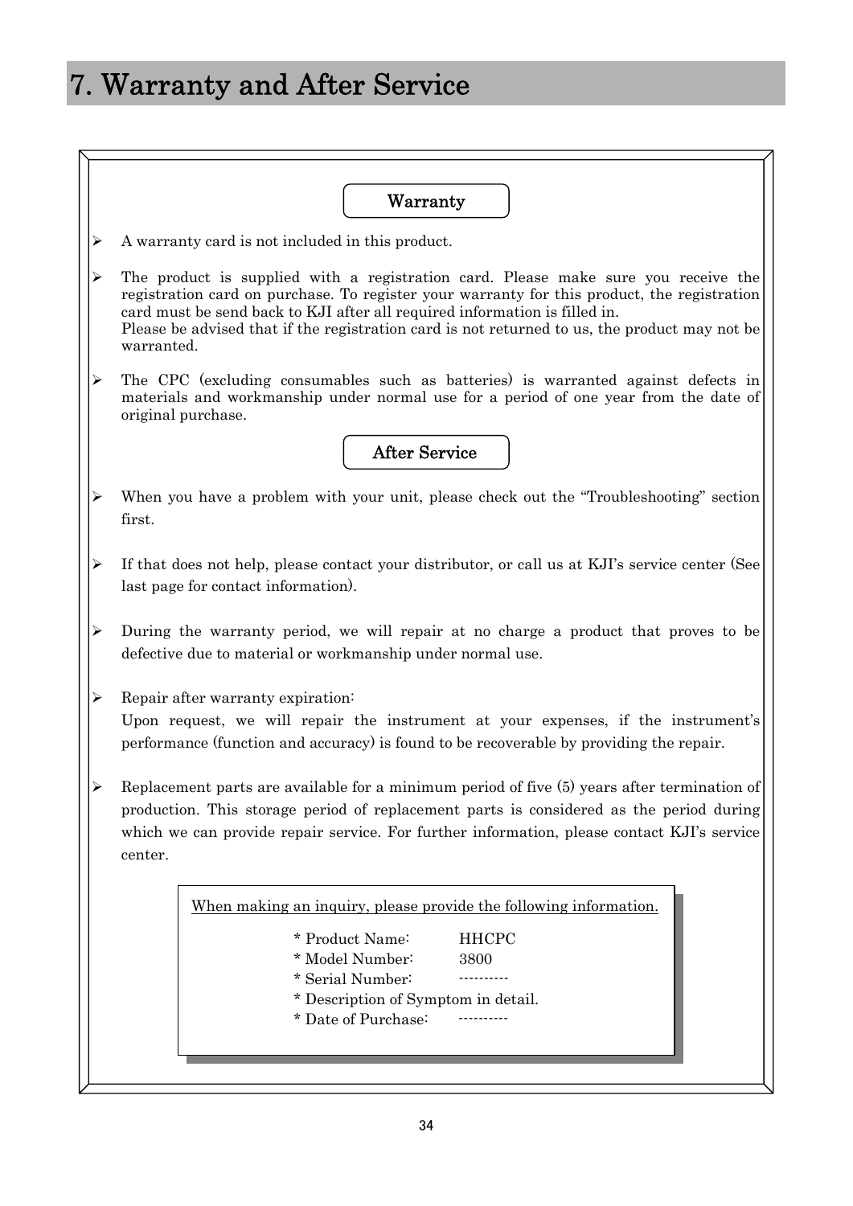# 7. Warranty and After Service

## Warranty

- A warranty card is not included in this product.
- The product is supplied with a registration card. Please make sure you receive the registration card on purchase. To register your warranty for this product, the registration card must be send back to KJI after all required information is filled in.
  Please be advised that if the registration card is not returned to us, the product may not be warranted.
- The CPC (excluding consumables such as batteries) is warranted against defects in materials and workmanship under normal use for a period of one year from the date of original purchase.

## After Service

- When you have a problem with your unit, please check out the "Troubleshooting" section first.
- If that does not help, please contact your distributor, or call us at KJI's service center (See last page for contact information).
- During the warranty period, we will repair at no charge a product that proves to be defective due to material or workmanship under normal use.
- Repair after warranty expiration:
  Upon request, we will repair the instrument at your expenses, if the instrument's performance (function and accuracy) is found to be recoverable by providing the repair.
- Replacement parts are available for a minimum period of five (5) years after termination of production. This storage period of replacement parts is considered as the period during which we can provide repair service. For further information, please contact KJI's service center.

When making an inquiry, please provide the following information.

* Product Name: HHCPC
* Model Number: 3800
* Serial Number: ----------
* Description of Symptom in detail.
* Date of Purchase: ----------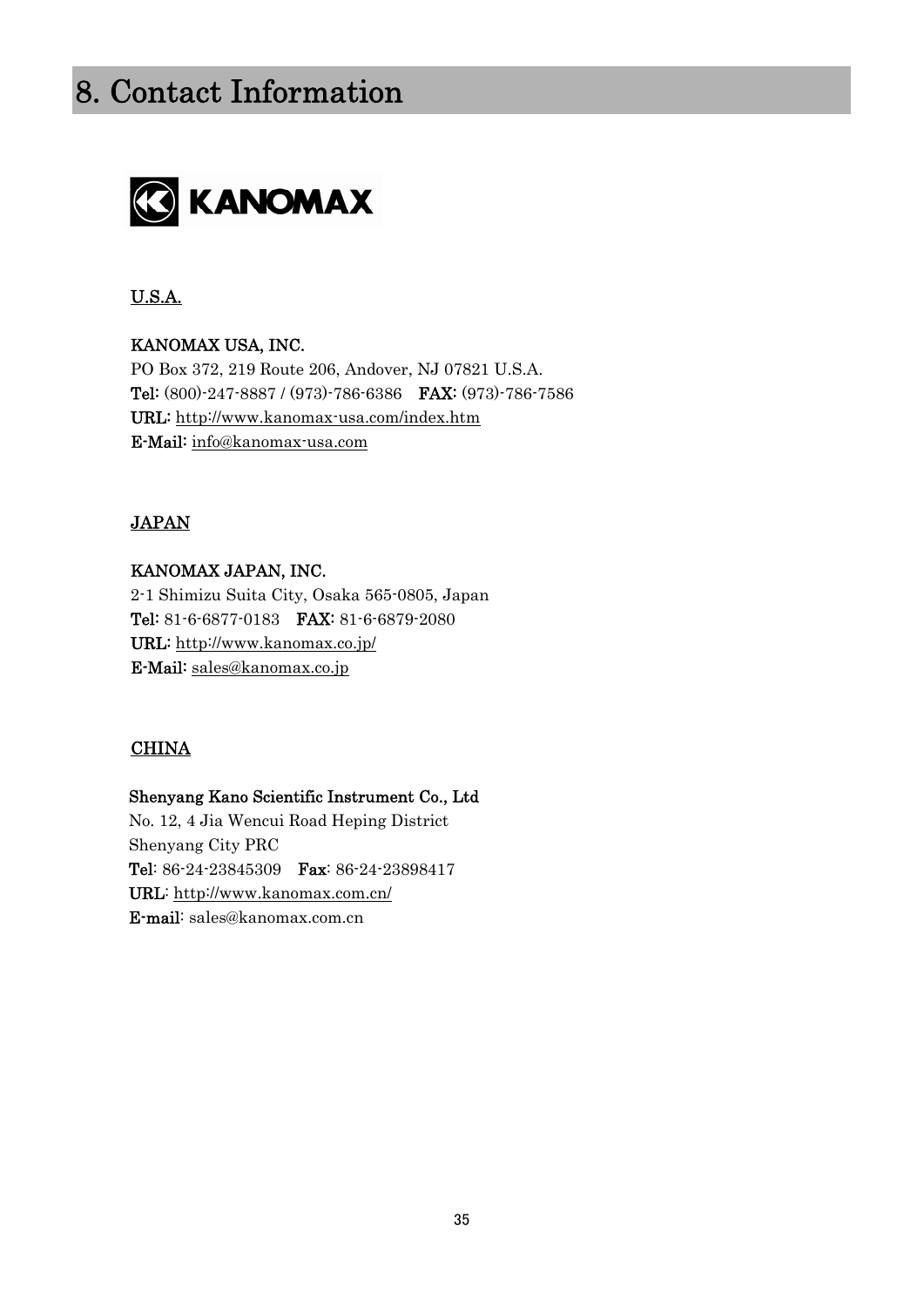# 8. Contact Information

KANOMAX

<u>U.S.A.</u>

**KANOMAX USA, INC.**
PO Box 372, 219 Route 206, Andover, NJ 07821 U.S.A.
**Tel:** (800)-247-8887 / (973)-786-6386 **FAX:** (973)-786-7586
**URL:** http://www.kanomax-usa.com/index.htm
**E-Mail:** info@kanomax-usa.com

<u>JAPAN</u>

**KANOMAX JAPAN, INC.**
2-1 Shimizu Suita City, Osaka 565-0805, Japan
**Tel:** 81-6-6877-0183 **FAX:** 81-6-6879-2080
**URL:** http://www.kanomax.co.jp/
**E-Mail:** sales@kanomax.co.jp

<u>CHINA</u>

**Shenyang Kano Scientific Instrument Co., Ltd**
No. 12, 4 Jia Wencui Road Heping District
Shenyang City PRC
**Tel**: 86-24-23845309 **Fax**: 86-24-23898417
**URL**: http://www.kanomax.com.cn/
**E-mail**: sales@kanomax.com.cn